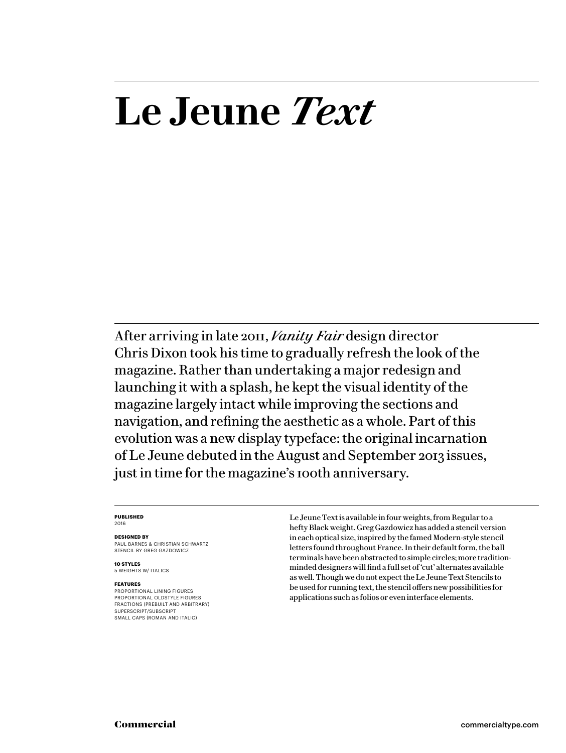# Le Jeune *Text*

After arriving in late 2011, *Vanity Fair* design director Chris Dixon took his time to gradually refresh the look of the magazine. Rather than undertaking a major redesign and launching it with a splash, he kept the visual identity of the magazine largely intact while improving the sections and navigation, and refining the aesthetic as a whole. Part of this evolution was a new display typeface: the original incarnation of Le Jeune debuted in the August and September 2013 issues, just in time for the magazine's 100th anniversary.

**PUBLISHED**
2016

**DESIGNED BY**
PAUL BARNES & CHRISTIAN SCHWARTZ
STENCIL BY GREG GAZDOWICZ

**10 STYLES**
5 WEIGHTS W/ ITALICS

**FEATURES**
PROPORTIONAL LINING FIGURES
PROPORTIONAL OLDSTYLE FIGURES
FRACTIONS (PREBUILT AND ARBITRARY)
SUPERSCRIPT/SUBSCRIPT
SMALL CAPS (ROMAN AND ITALIC)

Le Jeune Text is available in four weights, from Regular to a hefty Black weight. Greg Gazdowicz has added a stencil version in each optical size, inspired by the famed Modern-style stencil letters found throughout France. In their default form, the ball terminals have been abstracted to simple circles; more tradition-minded designers will find a full set of 'cut' alternates available as well. Though we do not expect the Le Jeune Text Stencils to be used for running text, the stencil offers new possibilities for applications such as folios or even interface elements.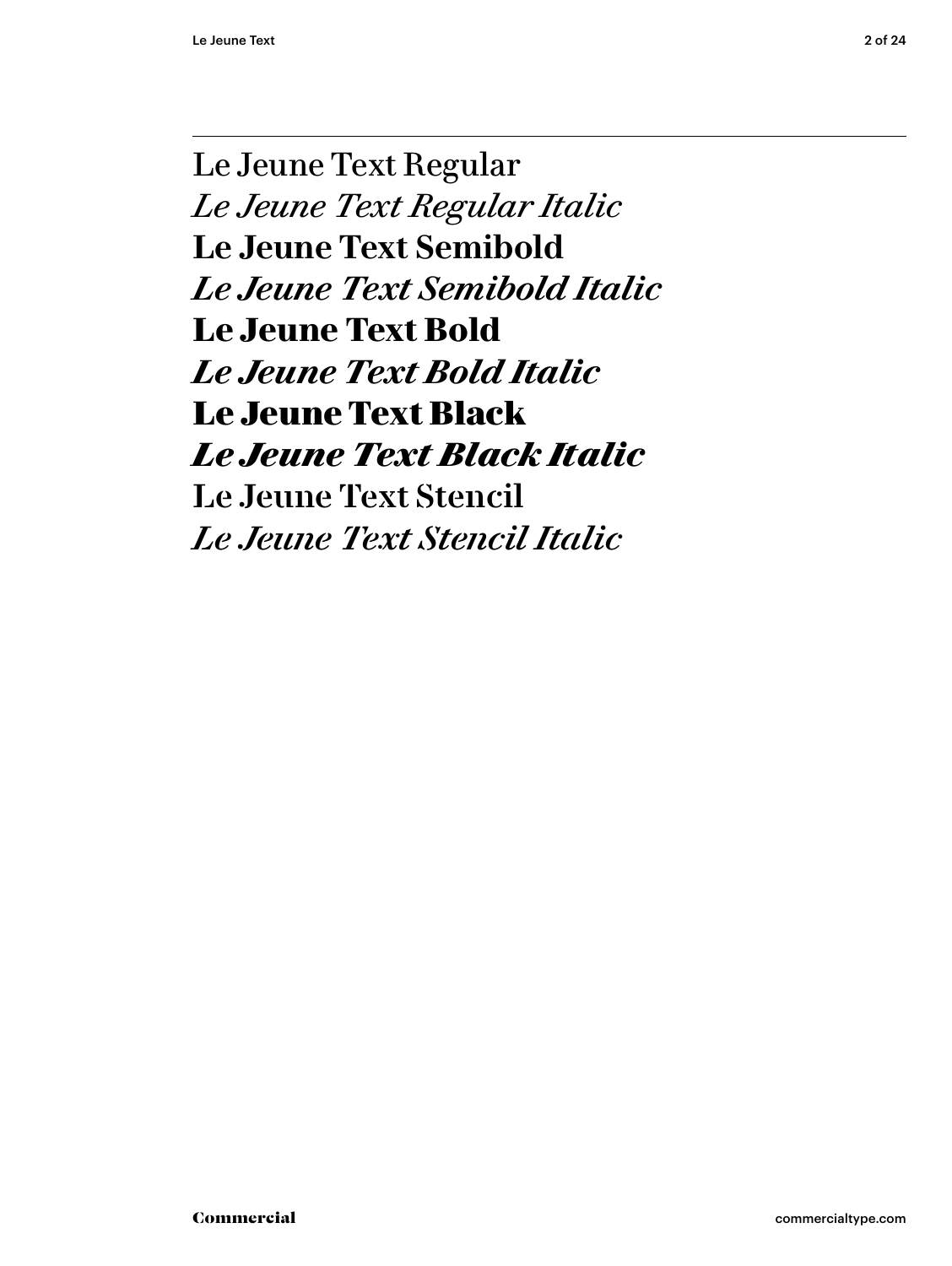Le Jeune Text Regular

*Le Jeune Text Regular Italic*

**Le Jeune Text Semibold**

***Le Jeune Text Semibold Italic***

**Le Jeune Text Bold**

***Le Jeune Text Bold Italic***

**Le Jeune Text Black**

***Le Jeune Text Black Italic***

Le Jeune Text Stencil

*Le Jeune Text Stencil Italic*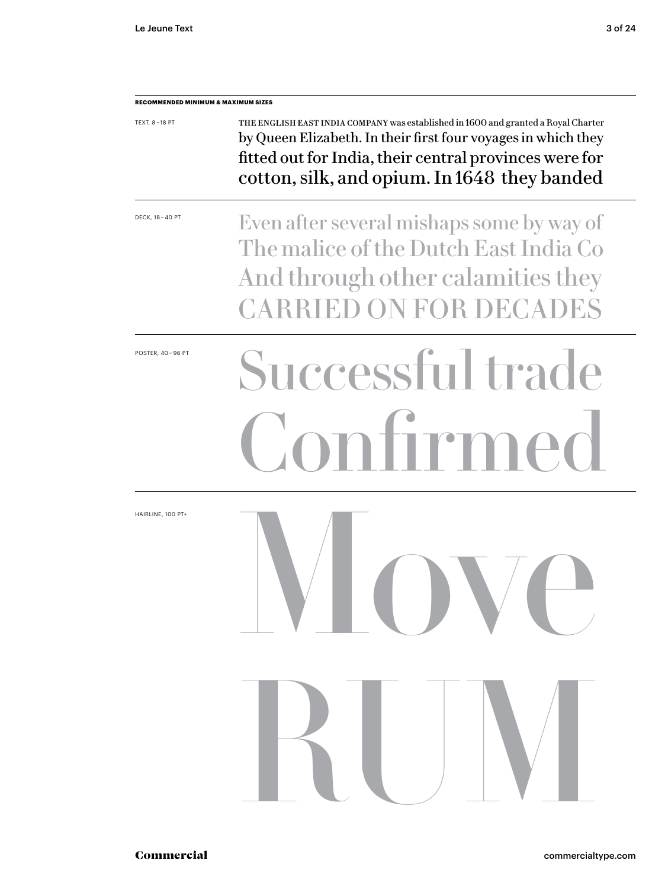**RECOMMENDED MINIMUM & MAXIMUM SIZES**

TEXT, 8 – 18 PT

THE ENGLISH EAST INDIA COMPANY was established in 1600 and granted a Royal Charter by Queen Elizabeth. In their first four voyages in which they fitted out for India, their central provinces were for cotton, silk, and opium. In 1648 they banded

DECK, 18 – 40 PT

Even after several mishaps some by way of The malice of the Dutch East India Co And through other calamities they CARRIED ON FOR DECADES

POSTER, 40 – 96 PT

Successful trade Confirmed

HAIRLINE, 100 PT+

Move RUM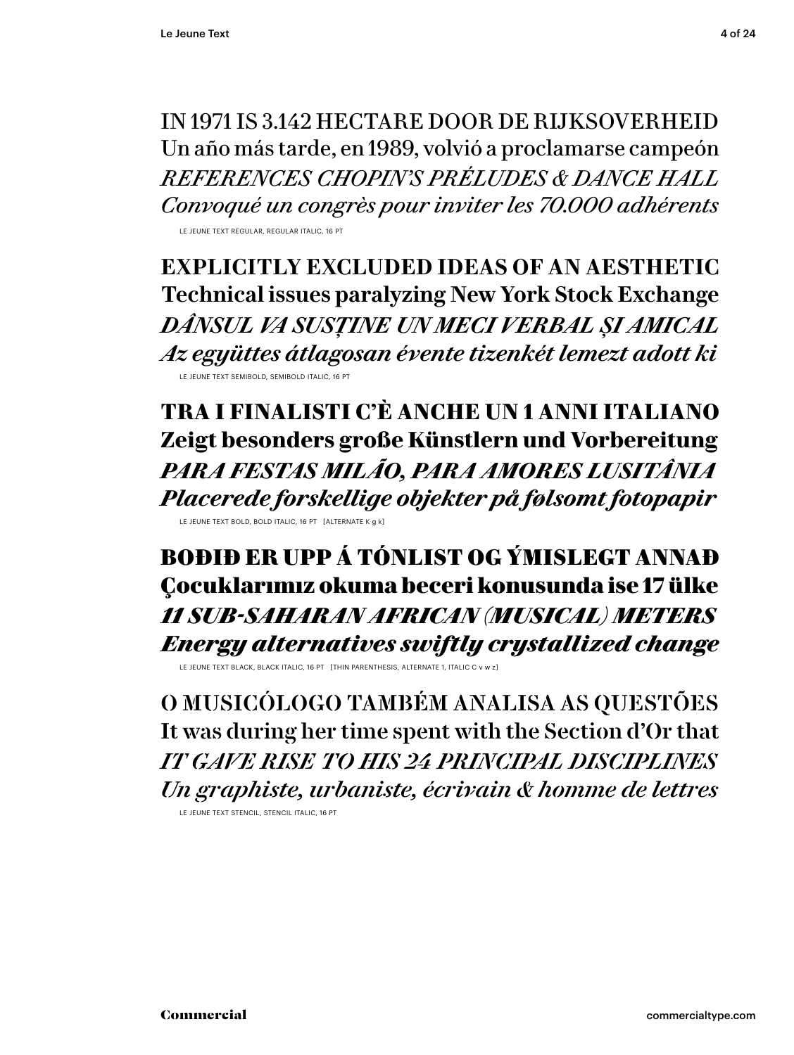IN 1971 IS 3.142 HECTARE DOOR DE RIJKSOVERHEID
Un año más tarde, en 1989, volvió a proclamarse campeón
*REFERENCES CHOPIN'S PRÉLUDES & DANCE HALL*
*Convoqué un congrès pour inviter les 70.000 adhérents*

LE JEUNE TEXT REGULAR, REGULAR ITALIC, 16 PT

**EXPLICITLY EXCLUDED IDEAS OF AN AESTHETIC**
**Technical issues paralyzing New York Stock Exchange**
***DÂNSUL VA SUSȚINE UN MECI VERBAL ȘI AMICAL***
***Az együttes átlagosan évente tizenkét lemezt adott ki***

LE JEUNE TEXT SEMIBOLD, SEMIBOLD ITALIC, 16 PT

**TRA I FINALISTI C'È ANCHE UN 1 ANNI ITALIANO**
**Zeigt besonders große Künstlern und Vorbereitung**
***PARA FESTAS MILÃO, PARA AMORES LUSITÂNIA***
***Placerede forskellige objekter på følsomt fotopapir***

LE JEUNE TEXT BOLD, BOLD ITALIC, 16 PT [ALTERNATE K g k]

**BOÐIÐ ER UPP Á TÓNLIST OG ÝMISLEGT ANNAÐ**
**Çocuklarımız okuma beceri konusunda ise 17 ülke**
***11 SUB-SAHARAN AFRICAN (MUSICAL) METERS***
***Energy alternatives swiftly crystallized change***

LE JEUNE TEXT BLACK, BLACK ITALIC, 16 PT [THIN PARENTHESIS, ALTERNATE 1, ITALIC C v w z]

O MUSICÓLOGO TAMBÉM ANALISA AS QUESTÕES
It was during her time spent with the Section d'Or that
*IT GAVE RISE TO HIS 24 PRINCIPAL DISCIPLINES*
*Un graphiste, urbaniste, écrivain & homme de lettres*

LE JEUNE TEXT STENCIL, STENCIL ITALIC, 16 PT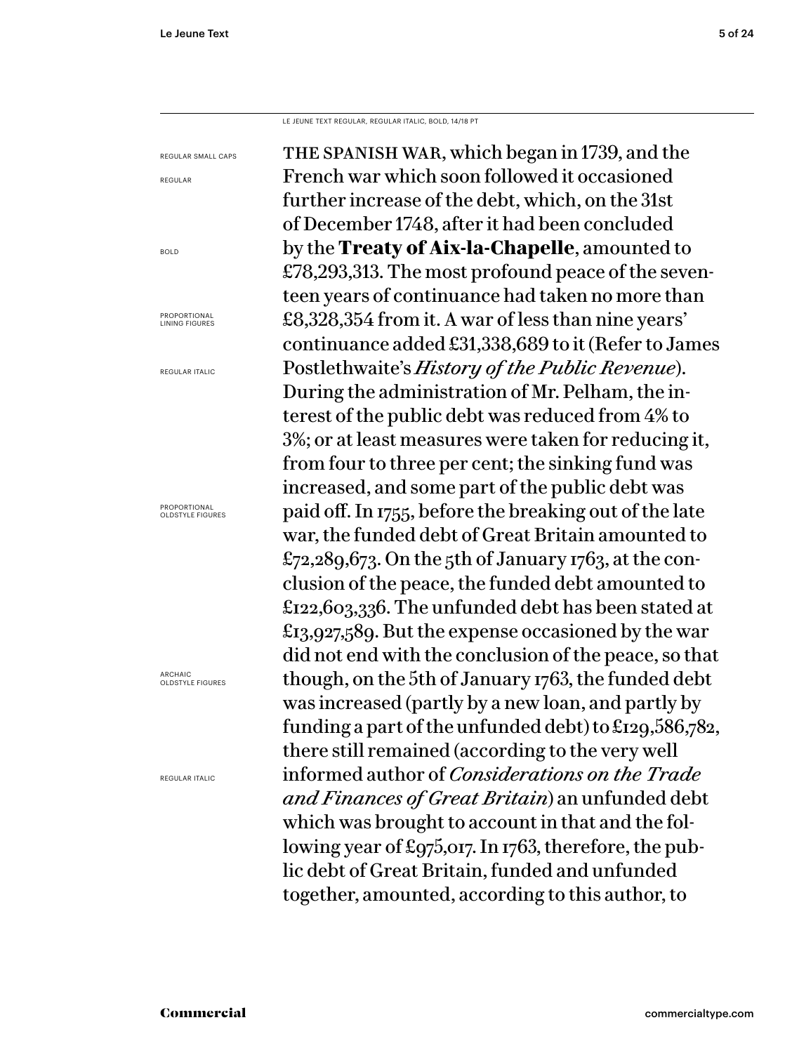LE JEUNE TEXT REGULAR, REGULAR ITALIC, BOLD, 14/18 PT

REGULAR SMALL CAPS

REGULAR

BOLD

PROPORTIONAL LINING FIGURES

REGULAR ITALIC

PROPORTIONAL OLDSTYLE FIGURES

ARCHAIC OLDSTYLE FIGURES

REGULAR ITALIC

THE SPANISH WAR, which began in 1739, and the French war which soon followed it occasioned further increase of the debt, which, on the 31st of December 1748, after it had been concluded by the **Treaty of Aix-la-Chapelle**, amounted to £78,293,313. The most profound peace of the seventeen years of continuance had taken no more than £8,328,354 from it. A war of less than nine years' continuance added £31,338,689 to it (Refer to James Postlethwaite's *History of the Public Revenue*). During the administration of Mr. Pelham, the interest of the public debt was reduced from 4% to 3%; or at least measures were taken for reducing it, from four to three per cent; the sinking fund was increased, and some part of the public debt was paid off. In 1755, before the breaking out of the late war, the funded debt of Great Britain amounted to £72,289,673. On the 5th of January 1763, at the conclusion of the peace, the funded debt amounted to £122,603,336. The unfunded debt has been stated at £13,927,589. But the expense occasioned by the war did not end with the conclusion of the peace, so that though, on the 5th of January 1763, the funded debt was increased (partly by a new loan, and partly by funding a part of the unfunded debt) to £129,586,782, there still remained (according to the very well informed author of *Considerations on the Trade and Finances of Great Britain*) an unfunded debt which was brought to account in that and the following year of £975,017. In 1763, therefore, the public debt of Great Britain, funded and unfunded together, amounted, according to this author, to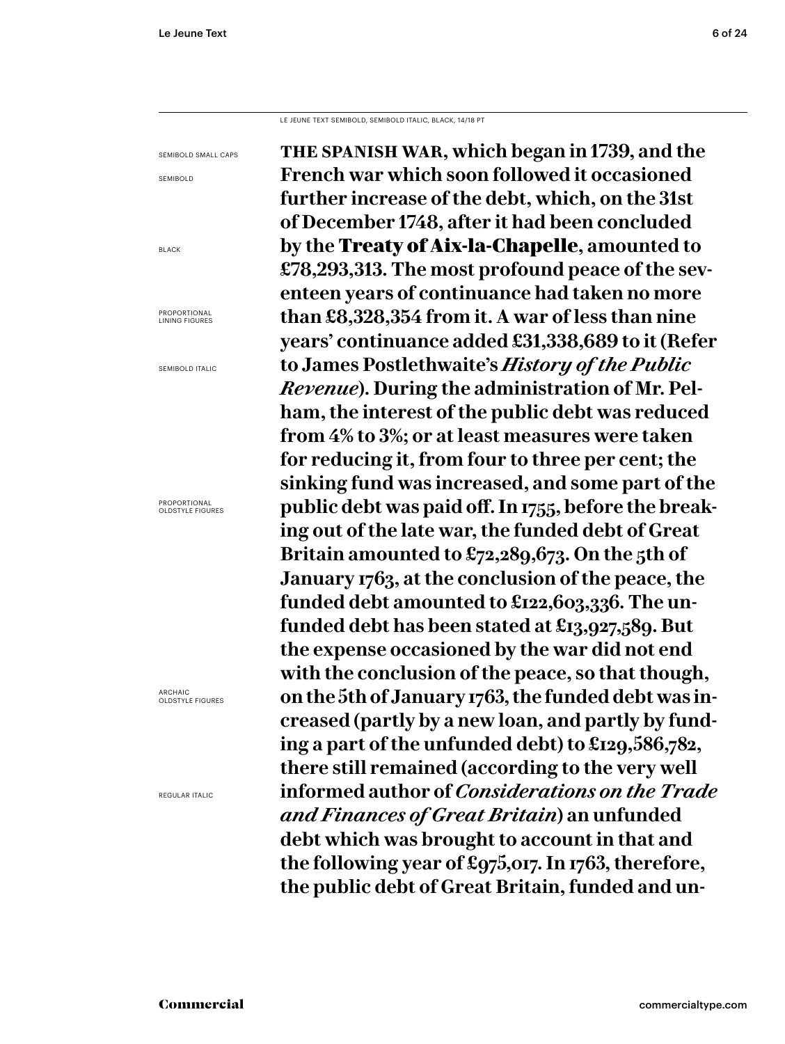LE JEUNE TEXT SEMIBOLD, SEMIBOLD ITALIC, BLACK, 14/18 PT

SEMIBOLD SMALL CAPS

SEMIBOLD

BLACK

PROPORTIONAL LINING FIGURES

SEMIBOLD ITALIC

PROPORTIONAL OLDSTYLE FIGURES

ARCHAIC OLDSTYLE FIGURES

REGULAR ITALIC

**THE SPANISH WAR, which began in 1739, and the French war which soon followed it occasioned further increase of the debt, which, on the 31st of December 1748, after it had been concluded by the Treaty of Aix-la-Chapelle, amounted to £78,293,313. The most profound peace of the seventeen years of continuance had taken no more than £8,328,354 from it. A war of less than nine years' continuance added £31,338,689 to it (Refer to James Postlethwaite's *History of the Public Revenue*). During the administration of Mr. Pelham, the interest of the public debt was reduced from 4% to 3%; or at least measures were taken for reducing it, from four to three per cent; the sinking fund was increased, and some part of the public debt was paid off. In 1755, before the breaking out of the late war, the funded debt of Great Britain amounted to £72,289,673. On the 5th of January 1763, at the conclusion of the peace, the funded debt amounted to £122,603,336. The unfunded debt has been stated at £13,927,589. But the expense occasioned by the war did not end with the conclusion of the peace, so that though, on the 5th of January 1763, the funded debt was increased (partly by a new loan, and partly by funding a part of the unfunded debt) to £129,586,782, there still remained (according to the very well informed author of *Considerations on the Trade and Finances of Great Britain*) an unfunded debt which was brought to account in that and the following year of £975,017. In 1763, therefore, the public debt of Great Britain, funded and un-**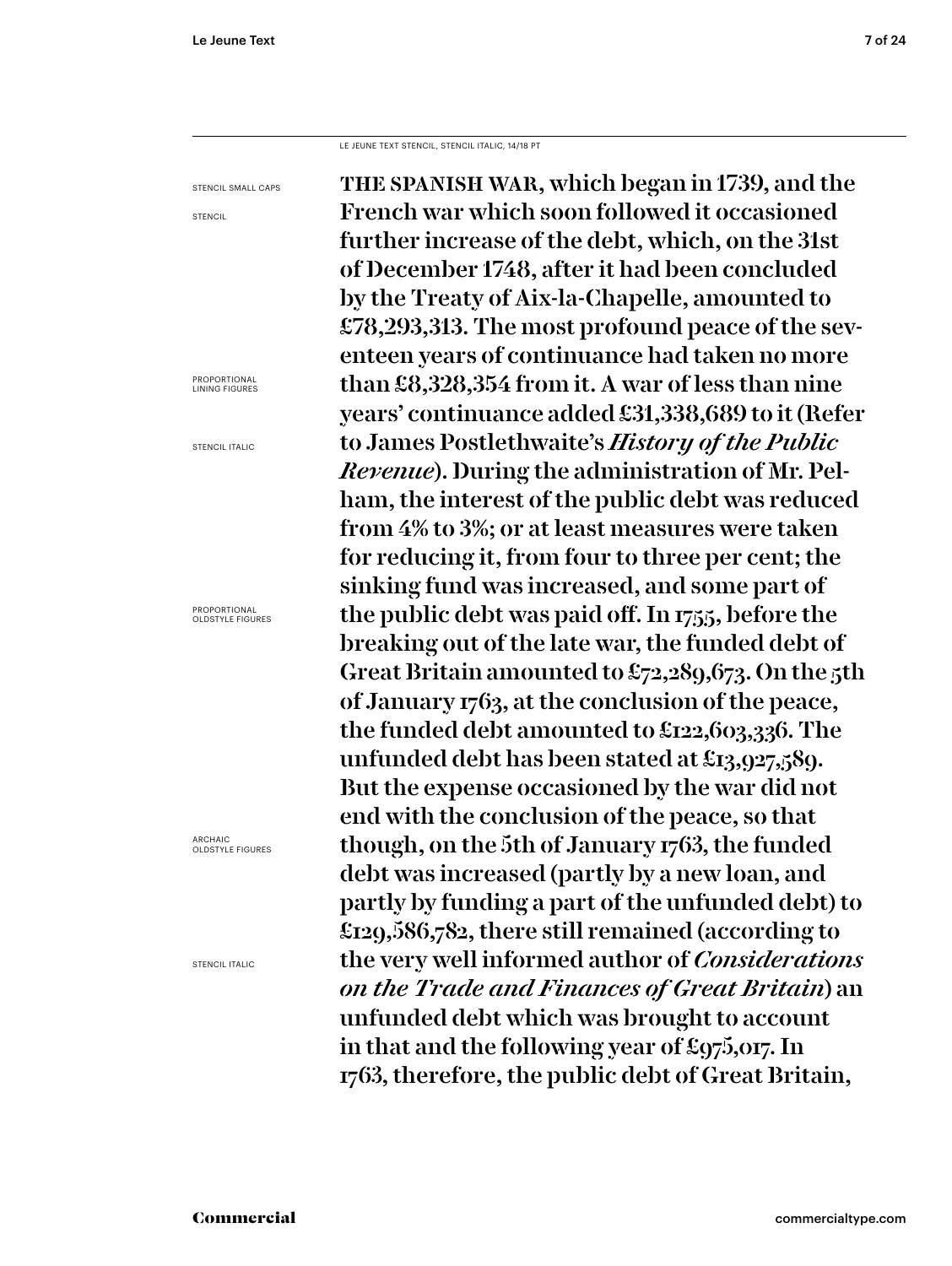LE JEUNE TEXT STENCIL, STENCIL ITALIC, 14/18 PT

STENCIL SMALL CAPS

STENCIL

PROPORTIONAL LINING FIGURES

STENCIL ITALIC

PROPORTIONAL OLDSTYLE FIGURES

ARCHAIC OLDSTYLE FIGURES

STENCIL ITALIC

THE SPANISH WAR, which began in 1739, and the French war which soon followed it occasioned further increase of the debt, which, on the 31st of December 1748, after it had been concluded by the Treaty of Aix-la-Chapelle, amounted to £78,293,313. The most profound peace of the seventeen years of continuance had taken no more than £8,328,354 from it. A war of less than nine years' continuance added £31,338,689 to it (Refer to James Postlethwaite's *History of the Public Revenue*). During the administration of Mr. Pelham, the interest of the public debt was reduced from 4% to 3%; or at least measures were taken for reducing it, from four to three per cent; the sinking fund was increased, and some part of the public debt was paid off. In 1755, before the breaking out of the late war, the funded debt of Great Britain amounted to £72,289,673. On the 5th of January 1763, at the conclusion of the peace, the funded debt amounted to £122,603,336. The unfunded debt has been stated at £13,927,589. But the expense occasioned by the war did not end with the conclusion of the peace, so that though, on the 5th of January 1763, the funded debt was increased (partly by a new loan, and partly by funding a part of the unfunded debt) to £129,586,782, there still remained (according to the very well informed author of *Considerations on the Trade and Finances of Great Britain*) an unfunded debt which was brought to account in that and the following year of £975,017. In 1763, therefore, the public debt of Great Britain,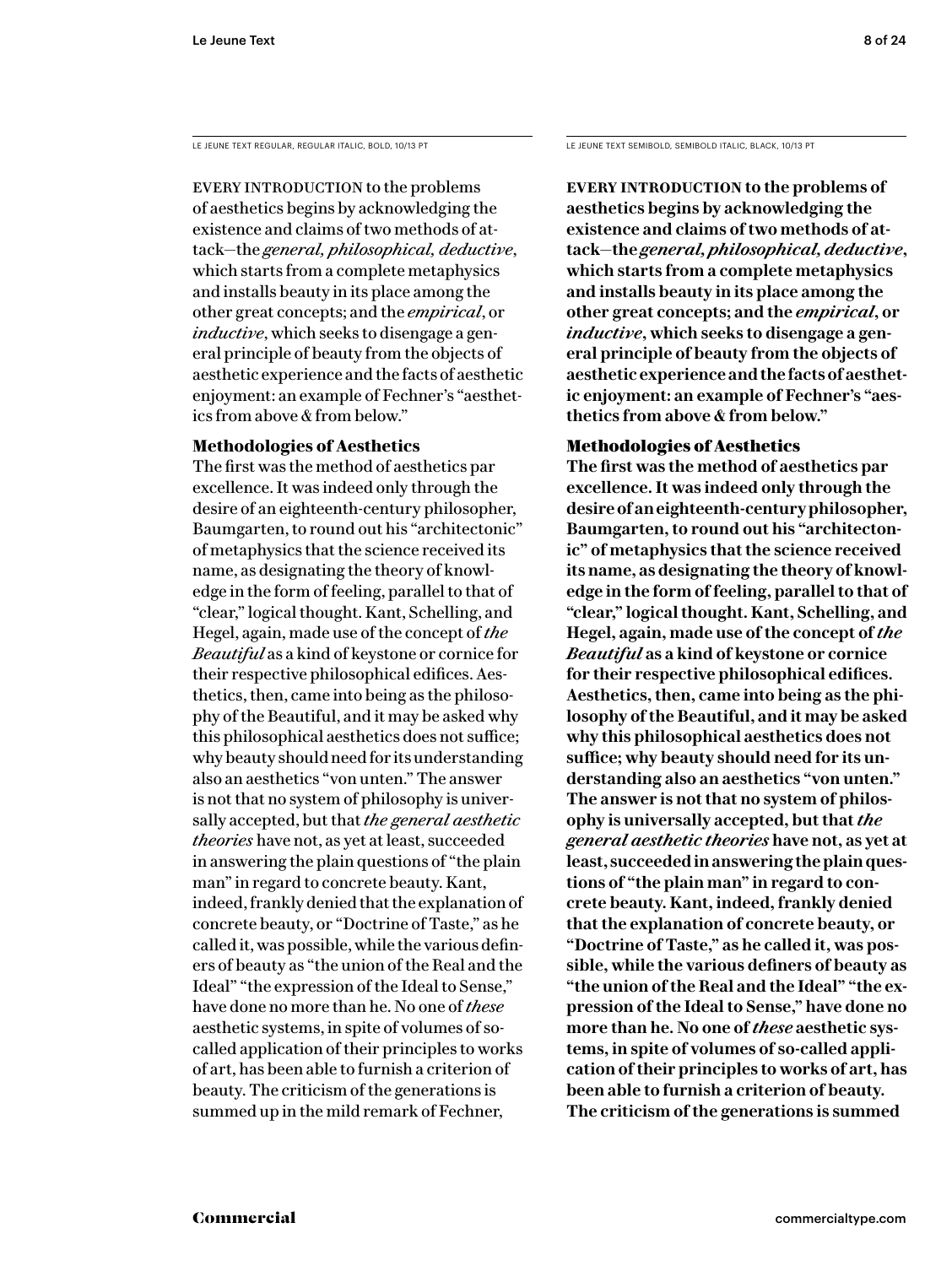LE JEUNE TEXT REGULAR, REGULAR ITALIC, BOLD, 10/13 PT

EVERY INTRODUCTION to the problems of aesthetics begins by acknowledging the existence and claims of two methods of attack—the *general, philosophical, deductive*, which starts from a complete metaphysics and installs beauty in its place among the other great concepts; and the *empirical*, or *inductive*, which seeks to disengage a general principle of beauty from the objects of aesthetic experience and the facts of aesthetic enjoyment: an example of Fechner's "aesthetics from above & from below."

**Methodologies of Aesthetics**

The first was the method of aesthetics par excellence. It was indeed only through the desire of an eighteenth-century philosopher, Baumgarten, to round out his "architectonic" of metaphysics that the science received its name, as designating the theory of knowledge in the form of feeling, parallel to that of "clear," logical thought. Kant, Schelling, and Hegel, again, made use of the concept of *the Beautiful* as a kind of keystone or cornice for their respective philosophical edifices. Aesthetics, then, came into being as the philosophy of the Beautiful, and it may be asked why this philosophical aesthetics does not suffice; why beauty should need for its understanding also an aesthetics "von unten." The answer is not that no system of philosophy is universally accepted, but that *the general aesthetic theories* have not, as yet at least, succeeded in answering the plain questions of "the plain man" in regard to concrete beauty. Kant, indeed, frankly denied that the explanation of concrete beauty, or "Doctrine of Taste," as he called it, was possible, while the various definers of beauty as "the union of the Real and the Ideal" "the expression of the Ideal to Sense," have done no more than he. No one of *these* aesthetic systems, in spite of volumes of so-called application of their principles to works of art, has been able to furnish a criterion of beauty. The criticism of the generations is summed up in the mild remark of Fechner,

LE JEUNE TEXT SEMIBOLD, SEMIBOLD ITALIC, BLACK, 10/13 PT

**EVERY INTRODUCTION to the problems of aesthetics begins by acknowledging the existence and claims of two methods of attack—the *general, philosophical, deductive*, which starts from a complete metaphysics and installs beauty in its place among the other great concepts; and the *empirical*, or *inductive*, which seeks to disengage a general principle of beauty from the objects of aesthetic experience and the facts of aesthetic enjoyment: an example of Fechner's "aesthetics from above & from below."**

**Methodologies of Aesthetics**

**The first was the method of aesthetics par excellence. It was indeed only through the desire of an eighteenth-century philosopher, Baumgarten, to round out his "architectonic" of metaphysics that the science received its name, as designating the theory of knowledge in the form of feeling, parallel to that of "clear," logical thought. Kant, Schelling, and Hegel, again, made use of the concept of *the Beautiful* as a kind of keystone or cornice for their respective philosophical edifices. Aesthetics, then, came into being as the philosophy of the Beautiful, and it may be asked why this philosophical aesthetics does not suffice; why beauty should need for its understanding also an aesthetics "von unten." The answer is not that no system of philosophy is universally accepted, but that *the general aesthetic theories* have not, as yet at least, succeeded in answering the plain questions of "the plain man" in regard to concrete beauty. Kant, indeed, frankly denied that the explanation of concrete beauty, or "Doctrine of Taste," as he called it, was possible, while the various definers of beauty as "the union of the Real and the Ideal" "the expression of the Ideal to Sense," have done no more than he. No one of *these* aesthetic systems, in spite of volumes of so-called application of their principles to works of art, has been able to furnish a criterion of beauty. The criticism of the generations is summed**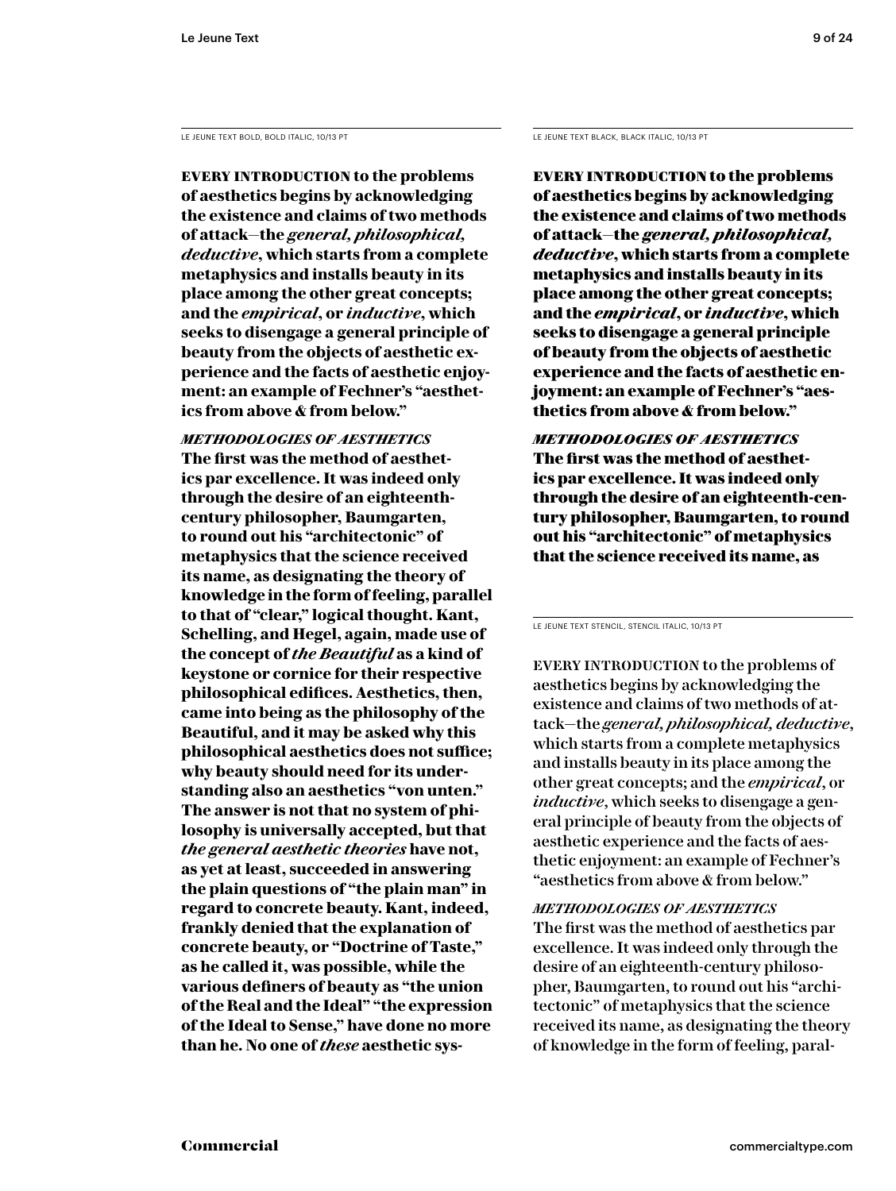LE JEUNE TEXT BOLD, BOLD ITALIC, 10/13 PT

**EVERY INTRODUCTION to the problems of aesthetics begins by acknowledging the existence and claims of two methods of attack—the *general, philosophical, deductive*, which starts from a complete metaphysics and installs beauty in its place among the other great concepts; and the *empirical*, or *inductive*, which seeks to disengage a general principle of beauty from the objects of aesthetic experience and the facts of aesthetic enjoyment: an example of Fechner's "aesthetics from above & from below."**

***METHODOLOGIES OF AESTHETICS***

**The first was the method of aesthetics par excellence. It was indeed only through the desire of an eighteenth-century philosopher, Baumgarten, to round out his "architectonic" of metaphysics that the science received its name, as designating the theory of knowledge in the form of feeling, parallel to that of "clear," logical thought. Kant, Schelling, and Hegel, again, made use of the concept of *the Beautiful* as a kind of keystone or cornice for their respective philosophical edifices. Aesthetics, then, came into being as the philosophy of the Beautiful, and it may be asked why this philosophical aesthetics does not suffice; why beauty should need for its understanding also an aesthetics "von unten." The answer is not that no system of philosophy is universally accepted, but that *the general aesthetic theories* have not, as yet at least, succeeded in answering the plain questions of "the plain man" in regard to concrete beauty. Kant, indeed, frankly denied that the explanation of concrete beauty, or "Doctrine of Taste," as he called it, was possible, while the various definers of beauty as "the union of the Real and the Ideal" "the expression of the Ideal to Sense," have done no more than he. No one of *these* aesthetic sys-**

LE JEUNE TEXT BLACK, BLACK ITALIC, 10/13 PT

**EVERY INTRODUCTION to the problems of aesthetics begins by acknowledging the existence and claims of two methods of attack—the *general, philosophical, deductive*, which starts from a complete metaphysics and installs beauty in its place among the other great concepts; and the *empirical*, or *inductive*, which seeks to disengage a general principle of beauty from the objects of aesthetic experience and the facts of aesthetic enjoyment: an example of Fechner's "aesthetics from above & from below."**

***METHODOLOGIES OF AESTHETICS***

**The first was the method of aesthetics par excellence. It was indeed only through the desire of an eighteenth-century philosopher, Baumgarten, to round out his "architectonic" of metaphysics that the science received its name, as**

LE JEUNE TEXT STENCIL, STENCIL ITALIC, 10/13 PT

EVERY INTRODUCTION to the problems of aesthetics begins by acknowledging the existence and claims of two methods of attack—the *general, philosophical, deductive*, which starts from a complete metaphysics and installs beauty in its place among the other great concepts; and the *empirical*, or *inductive*, which seeks to disengage a general principle of beauty from the objects of aesthetic experience and the facts of aesthetic enjoyment: an example of Fechner's "aesthetics from above & from below."

*METHODOLOGIES OF AESTHETICS*

The first was the method of aesthetics par excellence. It was indeed only through the desire of an eighteenth-century philosopher, Baumgarten, to round out his "architectonic" of metaphysics that the science received its name, as designating the theory of knowledge in the form of feeling, paral-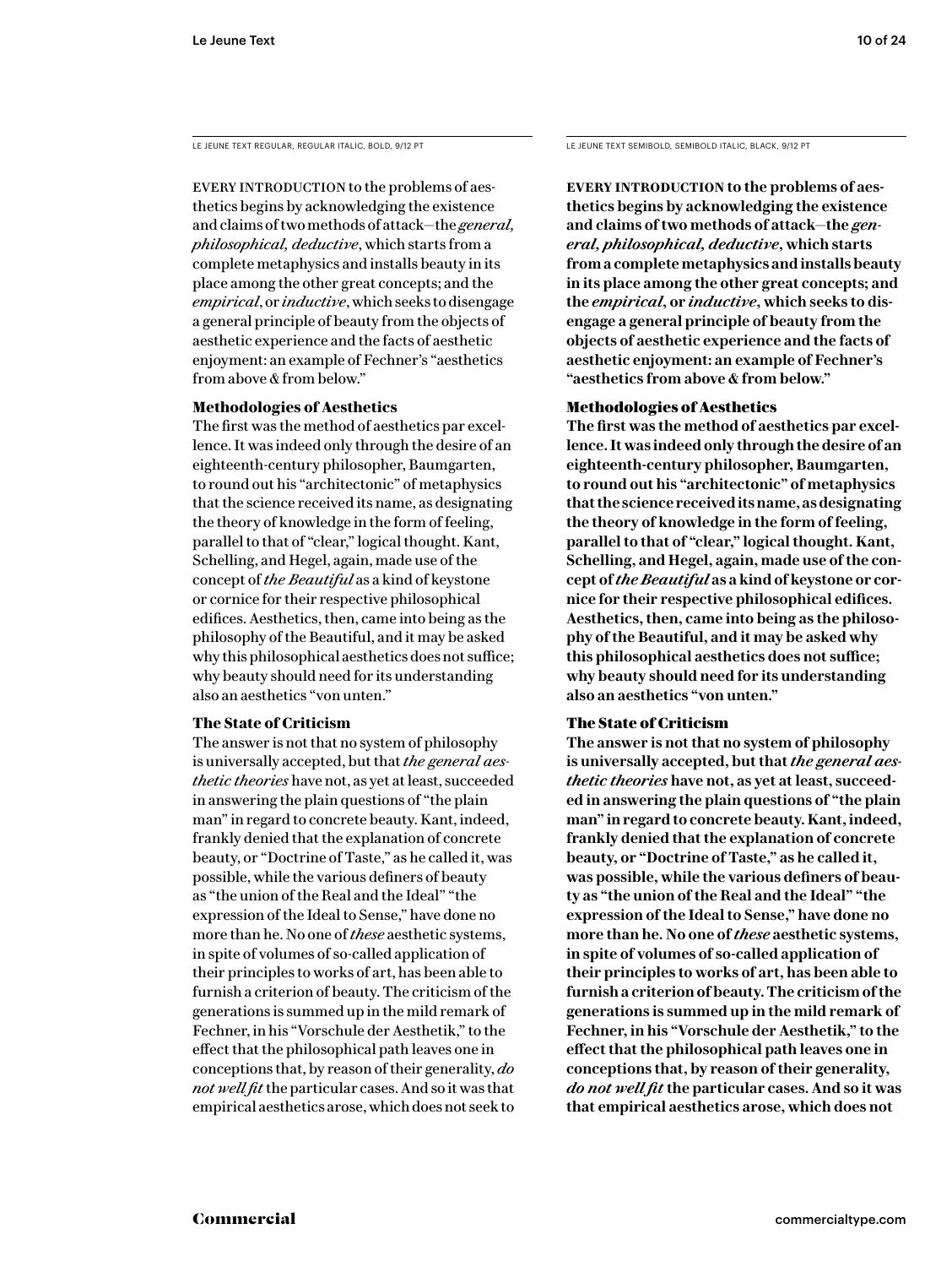LE JEUNE TEXT REGULAR, REGULAR ITALIC, BOLD, 9/12 PT

EVERY INTRODUCTION to the problems of aesthetics begins by acknowledging the existence and claims of two methods of attack—the *general, philosophical, deductive*, which starts from a complete metaphysics and installs beauty in its place among the other great concepts; and the *empirical*, or *inductive*, which seeks to disengage a general principle of beauty from the objects of aesthetic experience and the facts of aesthetic enjoyment: an example of Fechner's "aesthetics from above & from below."

**Methodologies of Aesthetics**

The first was the method of aesthetics par excellence. It was indeed only through the desire of an eighteenth-century philosopher, Baumgarten, to round out his "architectonic" of metaphysics that the science received its name, as designating the theory of knowledge in the form of feeling, parallel to that of "clear," logical thought. Kant, Schelling, and Hegel, again, made use of the concept of *the Beautiful* as a kind of keystone or cornice for their respective philosophical edifices. Aesthetics, then, came into being as the philosophy of the Beautiful, and it may be asked why this philosophical aesthetics does not suffice; why beauty should need for its understanding also an aesthetics "von unten."

**The State of Criticism**

The answer is not that no system of philosophy is universally accepted, but that *the general aesthetic theories* have not, as yet at least, succeeded in answering the plain questions of "the plain man" in regard to concrete beauty. Kant, indeed, frankly denied that the explanation of concrete beauty, or "Doctrine of Taste," as he called it, was possible, while the various definers of beauty as "the union of the Real and the Ideal" "the expression of the Ideal to Sense," have done no more than he. No one of *these* aesthetic systems, in spite of volumes of so-called application of their principles to works of art, has been able to furnish a criterion of beauty. The criticism of the generations is summed up in the mild remark of Fechner, in his "Vorschule der Aesthetik," to the effect that the philosophical path leaves one in conceptions that, by reason of their generality, *do not well fit* the particular cases. And so it was that empirical aesthetics arose, which does not seek to

LE JEUNE TEXT SEMIBOLD, SEMIBOLD ITALIC, BLACK, 9/12 PT

**EVERY INTRODUCTION to the problems of aesthetics begins by acknowledging the existence and claims of two methods of attack—the *general, philosophical, deductive*, which starts from a complete metaphysics and installs beauty in its place among the other great concepts; and the *empirical*, or *inductive*, which seeks to disengage a general principle of beauty from the objects of aesthetic experience and the facts of aesthetic enjoyment: an example of Fechner's "aesthetics from above & from below."**

**Methodologies of Aesthetics**

**The first was the method of aesthetics par excellence. It was indeed only through the desire of an eighteenth-century philosopher, Baumgarten, to round out his "architectonic" of metaphysics that the science received its name, as designating the theory of knowledge in the form of feeling, parallel to that of "clear," logical thought. Kant, Schelling, and Hegel, again, made use of the concept of *the Beautiful* as a kind of keystone or cornice for their respective philosophical edifices. Aesthetics, then, came into being as the philosophy of the Beautiful, and it may be asked why this philosophical aesthetics does not suffice; why beauty should need for its understanding also an aesthetics "von unten."**

**The State of Criticism**

**The answer is not that no system of philosophy is universally accepted, but that *the general aesthetic theories* have not, as yet at least, succeeded in answering the plain questions of "the plain man" in regard to concrete beauty. Kant, indeed, frankly denied that the explanation of concrete beauty, or "Doctrine of Taste," as he called it, was possible, while the various definers of beauty as "the union of the Real and the Ideal" "the expression of the Ideal to Sense," have done no more than he. No one of *these* aesthetic systems, in spite of volumes of so-called application of their principles to works of art, has been able to furnish a criterion of beauty. The criticism of the generations is summed up in the mild remark of Fechner, in his "Vorschule der Aesthetik," to the effect that the philosophical path leaves one in conceptions that, by reason of their generality, *do not well fit* the particular cases. And so it was that empirical aesthetics arose, which does not**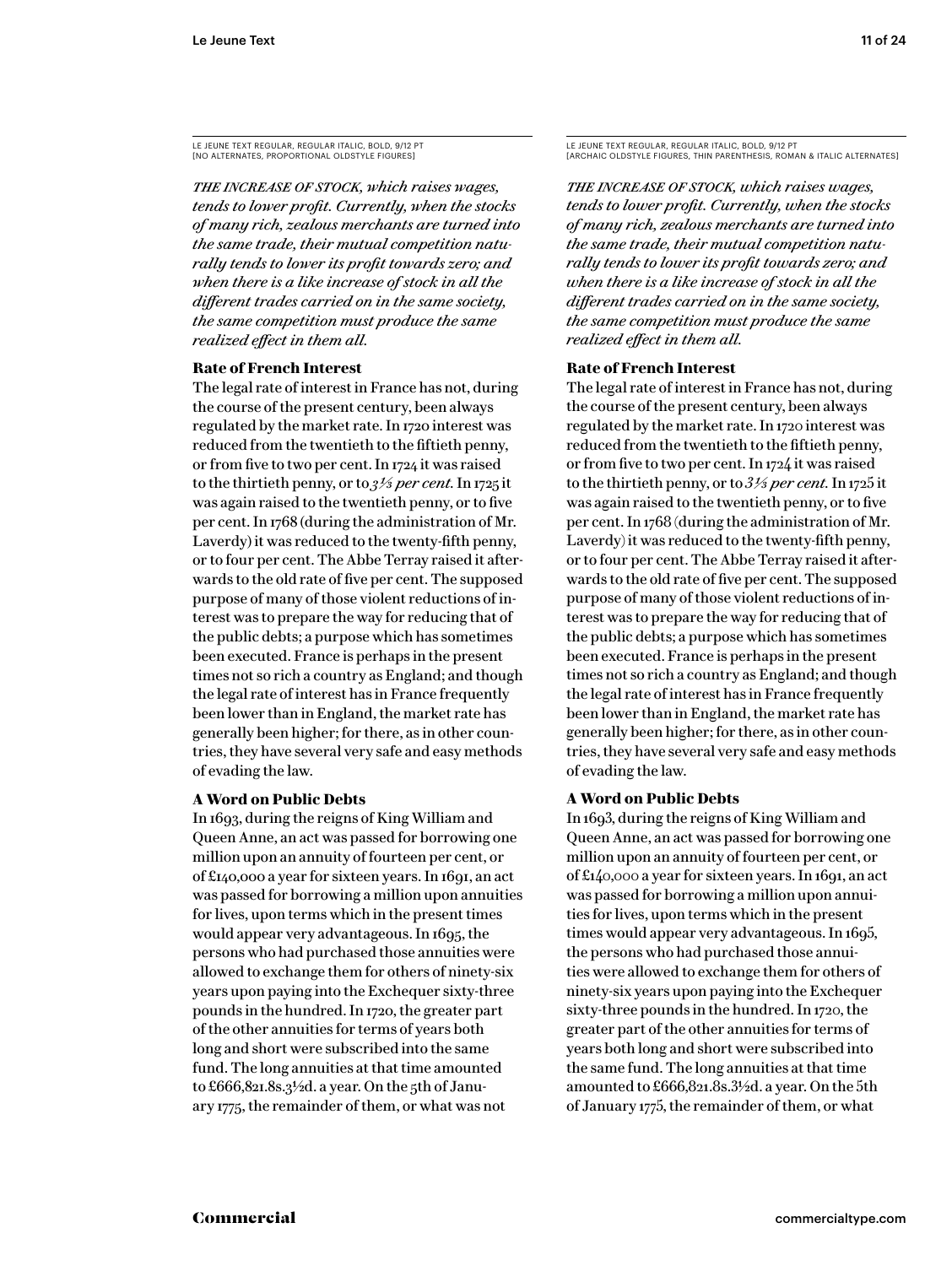LE JEUNE TEXT REGULAR, REGULAR ITALIC, BOLD, 9/12 PT
[NO ALTERNATES, PROPORTIONAL OLDSTYLE FIGURES]

*THE INCREASE OF STOCK, which raises wages, tends to lower profit. Currently, when the stocks of many rich, zealous merchants are turned into the same trade, their mutual competition naturally tends to lower its profit towards zero; and when there is a like increase of stock in all the different trades carried on in the same society, the same competition must produce the same realized effect in them all.*

**Rate of French Interest**

The legal rate of interest in France has not, during the course of the present century, been always regulated by the market rate. In 1720 interest was reduced from the twentieth to the fiftieth penny, or from five to two per cent. In 1724 it was raised to the thirtieth penny, or to *3⅓ per cent.* In 1725 it was again raised to the twentieth penny, or to five per cent. In 1768 (during the administration of Mr. Laverdy) it was reduced to the twenty-fifth penny, or to four per cent. The Abbe Terray raised it afterwards to the old rate of five per cent. The supposed purpose of many of those violent reductions of interest was to prepare the way for reducing that of the public debts; a purpose which has sometimes been executed. France is perhaps in the present times not so rich a country as England; and though the legal rate of interest has in France frequently been lower than in England, the market rate has generally been higher; for there, as in other countries, they have several very safe and easy methods of evading the law.

**A Word on Public Debts**

In 1693, during the reigns of King William and Queen Anne, an act was passed for borrowing one million upon an annuity of fourteen per cent, or of £140,000 a year for sixteen years. In 1691, an act was passed for borrowing a million upon annuities for lives, upon terms which in the present times would appear very advantageous. In 1695, the persons who had purchased those annuities were allowed to exchange them for others of ninety-six years upon paying into the Exchequer sixty-three pounds in the hundred. In 1720, the greater part of the other annuities for terms of years both long and short were subscribed into the same fund. The long annuities at that time amounted to £666,821.8s.3½d. a year. On the 5th of January 1775, the remainder of them, or what was not

LE JEUNE TEXT REGULAR, REGULAR ITALIC, BOLD, 9/12 PT
[ARCHAIC OLDSTYLE FIGURES, THIN PARENTHESIS, ROMAN & ITALIC ALTERNATES]

*THE INCREASE OF STOCK, which raises wages, tends to lower profit. Currently, when the stocks of many rich, zealous merchants are turned into the same trade, their mutual competition naturally tends to lower its profit towards zero; and when there is a like increase of stock in all the different trades carried on in the same society, the same competition must produce the same realized effect in them all.*

**Rate of French Interest**

The legal rate of interest in France has not, during the course of the present century, been always regulated by the market rate. In 1720 interest was reduced from the twentieth to the fiftieth penny, or from five to two per cent. In 1724 it was raised to the thirtieth penny, or to *3⅓ per cent.* In 1725 it was again raised to the twentieth penny, or to five per cent. In 1768 (during the administration of Mr. Laverdy) it was reduced to the twenty-fifth penny, or to four per cent. The Abbe Terray raised it afterwards to the old rate of five per cent. The supposed purpose of many of those violent reductions of interest was to prepare the way for reducing that of the public debts; a purpose which has sometimes been executed. France is perhaps in the present times not so rich a country as England; and though the legal rate of interest has in France frequently been lower than in England, the market rate has generally been higher; for there, as in other countries, they have several very safe and easy methods of evading the law.

**A Word on Public Debts**

In 1693, during the reigns of King William and Queen Anne, an act was passed for borrowing one million upon an annuity of fourteen per cent, or of £140,000 a year for sixteen years. In 1691, an act was passed for borrowing a million upon annuities for lives, upon terms which in the present times would appear very advantageous. In 1695, the persons who had purchased those annuities were allowed to exchange them for others of ninety-six years upon paying into the Exchequer sixty-three pounds in the hundred. In 1720, the greater part of the other annuities for terms of years both long and short were subscribed into the same fund. The long annuities at that time amounted to £666,821.8s.3½d. a year. On the 5th of January 1775, the remainder of them, or what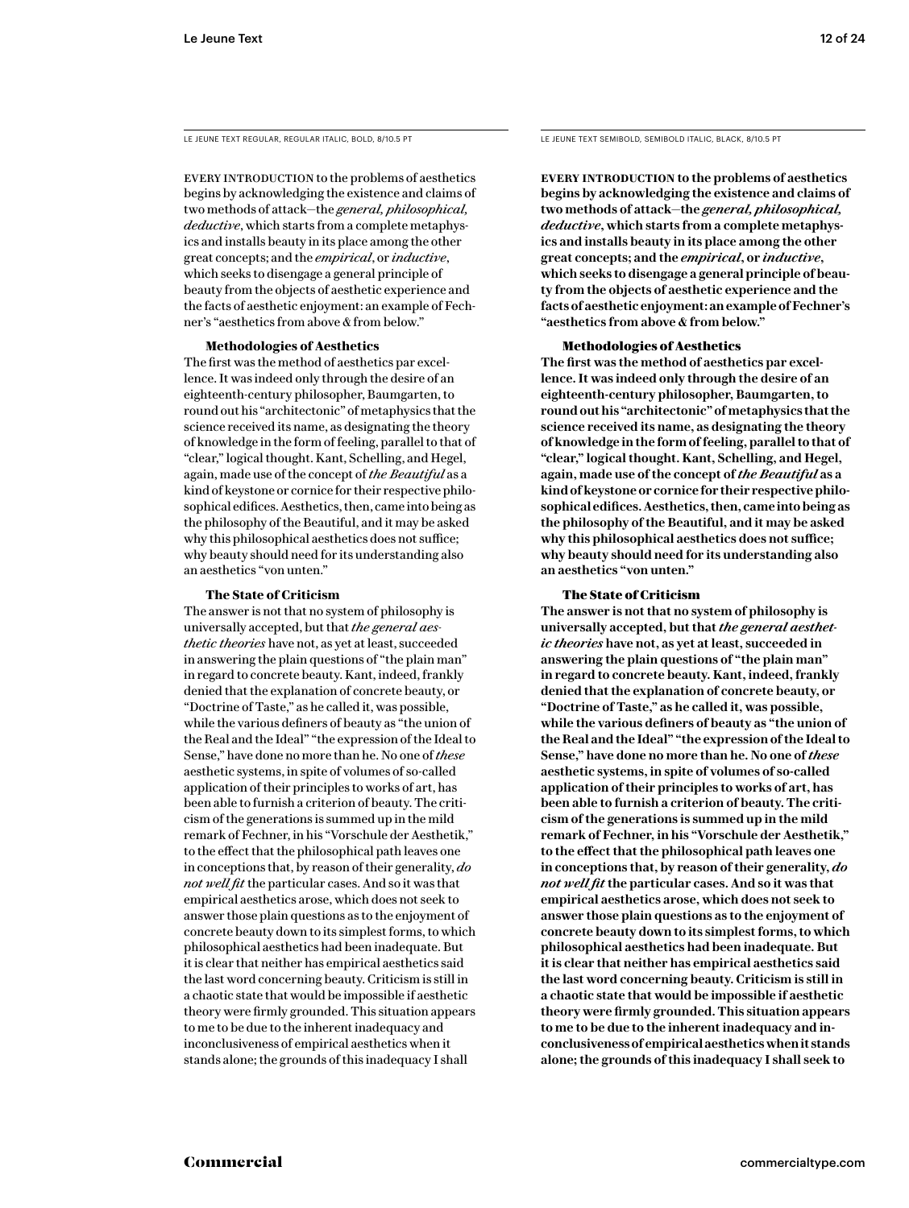LE JEUNE TEXT REGULAR, REGULAR ITALIC, BOLD, 8/10.5 PT

EVERY INTRODUCTION to the problems of aesthetics begins by acknowledging the existence and claims of two methods of attack—the *general, philosophical, deductive*, which starts from a complete metaphysics and installs beauty in its place among the other great concepts; and the *empirical*, or *inductive*, which seeks to disengage a general principle of beauty from the objects of aesthetic experience and the facts of aesthetic enjoyment: an example of Fechner's "aesthetics from above & from below."

**Methodologies of Aesthetics**

The first was the method of aesthetics par excellence. It was indeed only through the desire of an eighteenth-century philosopher, Baumgarten, to round out his "architectonic" of metaphysics that the science received its name, as designating the theory of knowledge in the form of feeling, parallel to that of "clear," logical thought. Kant, Schelling, and Hegel, again, made use of the concept of *the Beautiful* as a kind of keystone or cornice for their respective philosophical edifices. Aesthetics, then, came into being as the philosophy of the Beautiful, and it may be asked why this philosophical aesthetics does not suffice; why beauty should need for its understanding also an aesthetics "von unten."

**The State of Criticism**

The answer is not that no system of philosophy is universally accepted, but that *the general aesthetic theories* have not, as yet at least, succeeded in answering the plain questions of "the plain man" in regard to concrete beauty. Kant, indeed, frankly denied that the explanation of concrete beauty, or "Doctrine of Taste," as he called it, was possible, while the various definers of beauty as "the union of the Real and the Ideal" "the expression of the Ideal to Sense," have done no more than he. No one of *these* aesthetic systems, in spite of volumes of so-called application of their principles to works of art, has been able to furnish a criterion of beauty. The criticism of the generations is summed up in the mild remark of Fechner, in his "Vorschule der Aesthetik," to the effect that the philosophical path leaves one in conceptions that, by reason of their generality, *do not well fit* the particular cases. And so it was that empirical aesthetics arose, which does not seek to answer those plain questions as to the enjoyment of concrete beauty down to its simplest forms, to which philosophical aesthetics had been inadequate. But it is clear that neither has empirical aesthetics said the last word concerning beauty. Criticism is still in a chaotic state that would be impossible if aesthetic theory were firmly grounded. This situation appears to me to be due to the inherent inadequacy and inconclusiveness of empirical aesthetics when it stands alone; the grounds of this inadequacy I shall

LE JEUNE TEXT SEMIBOLD, SEMIBOLD ITALIC, BLACK, 8/10.5 PT

**EVERY INTRODUCTION to the problems of aesthetics begins by acknowledging the existence and claims of two methods of attack—the *general, philosophical, deductive*, which starts from a complete metaphysics and installs beauty in its place among the other great concepts; and the *empirical*, or *inductive*, which seeks to disengage a general principle of beauty from the objects of aesthetic experience and the facts of aesthetic enjoyment: an example of Fechner's "aesthetics from above & from below."**

**Methodologies of Aesthetics**

**The first was the method of aesthetics par excellence. It was indeed only through the desire of an eighteenth-century philosopher, Baumgarten, to round out his "architectonic" of metaphysics that the science received its name, as designating the theory of knowledge in the form of feeling, parallel to that of "clear," logical thought. Kant, Schelling, and Hegel, again, made use of the concept of *the Beautiful* as a kind of keystone or cornice for their respective philosophical edifices. Aesthetics, then, came into being as the philosophy of the Beautiful, and it may be asked why this philosophical aesthetics does not suffice; why beauty should need for its understanding also an aesthetics "von unten."**

**The State of Criticism**

**The answer is not that no system of philosophy is universally accepted, but that *the general aesthetic theories* have not, as yet at least, succeeded in answering the plain questions of "the plain man" in regard to concrete beauty. Kant, indeed, frankly denied that the explanation of concrete beauty, or "Doctrine of Taste," as he called it, was possible, while the various definers of beauty as "the union of the Real and the Ideal" "the expression of the Ideal to Sense," have done no more than he. No one of *these* aesthetic systems, in spite of volumes of so-called application of their principles to works of art, has been able to furnish a criterion of beauty. The criticism of the generations is summed up in the mild remark of Fechner, in his "Vorschule der Aesthetik," to the effect that the philosophical path leaves one in conceptions that, by reason of their generality, *do not well fit* the particular cases. And so it was that empirical aesthetics arose, which does not seek to answer those plain questions as to the enjoyment of concrete beauty down to its simplest forms, to which philosophical aesthetics had been inadequate. But it is clear that neither has empirical aesthetics said the last word concerning beauty. Criticism is still in a chaotic state that would be impossible if aesthetic theory were firmly grounded. This situation appears to me to be due to the inherent inadequacy and inconclusiveness of empirical aesthetics when it stands alone; the grounds of this inadequacy I shall seek to**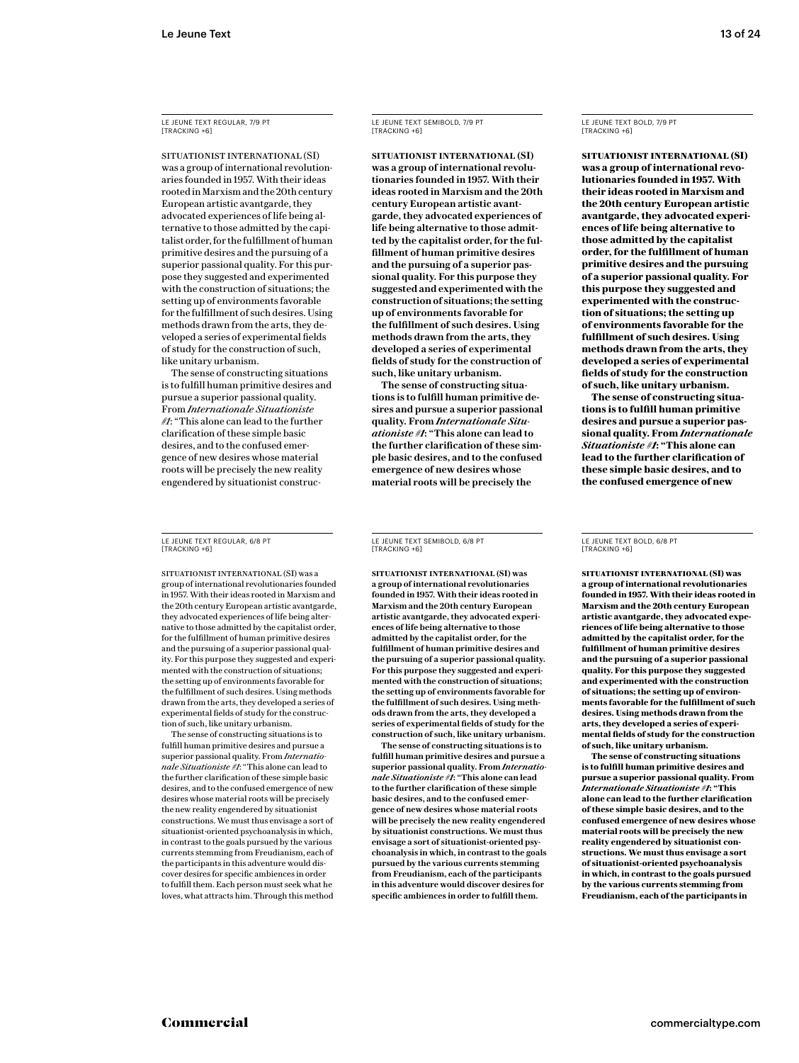LE JEUNE TEXT REGULAR, 7/9 PT
[TRACKING +6]

SITUATIONIST INTERNATIONAL (SI) was a group of international revolutionaries founded in 1957. With their ideas rooted in Marxism and the 20th century European artistic avantgarde, they advocated experiences of life being alternative to those admitted by the capitalist order, for the fulfillment of human primitive desires and the pursuing of a superior passional quality. For this purpose they suggested and experimented with the construction of situations; the setting up of environments favorable for the fulfillment of such desires. Using methods drawn from the arts, they developed a series of experimental fields of study for the construction of such, like unitary urbanism.

The sense of constructing situations is to fulfill human primitive desires and pursue a superior passional quality. From *Internationale Situationiste #1*: "This alone can lead to the further clarification of these simple basic desires, and to the confused emergence of new desires whose material roots will be precisely the new reality engendered by situationist construc-

LE JEUNE TEXT SEMIBOLD, 7/9 PT
[TRACKING +6]

**SITUATIONIST INTERNATIONAL (SI) was a group of international revolutionaries founded in 1957. With their ideas rooted in Marxism and the 20th century European artistic avantgarde, they advocated experiences of life being alternative to those admitted by the capitalist order, for the fulfillment of human primitive desires and the pursuing of a superior passional quality. For this purpose they suggested and experimented with the construction of situations; the setting up of environments favorable for the fulfillment of such desires. Using methods drawn from the arts, they developed a series of experimental fields of study for the construction of such, like unitary urbanism.**

**The sense of constructing situations is to fulfill human primitive desires and pursue a superior passional quality. From *Internationale Situationiste #1*: "This alone can lead to the further clarification of these simple basic desires, and to the confused emergence of new desires whose material roots will be precisely the**

LE JEUNE TEXT BOLD, 7/9 PT
[TRACKING +6]

**SITUATIONIST INTERNATIONAL (SI) was a group of international revolutionaries founded in 1957. With their ideas rooted in Marxism and the 20th century European artistic avantgarde, they advocated experiences of life being alternative to those admitted by the capitalist order, for the fulfillment of human primitive desires and the pursuing of a superior passional quality. For this purpose they suggested and experimented with the construction of situations; the setting up of environments favorable for the fulfillment of such desires. Using methods drawn from the arts, they developed a series of experimental fields of study for the construction of such, like unitary urbanism.**

**The sense of constructing situations is to fulfill human primitive desires and pursue a superior passional quality. From *Internationale Situationiste #1*: "This alone can lead to the further clarification of these simple basic desires, and to the confused emergence of new**

LE JEUNE TEXT REGULAR, 6/8 PT
[TRACKING +6]

SITUATIONIST INTERNATIONAL (SI) was a group of international revolutionaries founded in 1957. With their ideas rooted in Marxism and the 20th century European artistic avantgarde, they advocated experiences of life being alternative to those admitted by the capitalist order, for the fulfillment of human primitive desires and the pursuing of a superior passional quality. For this purpose they suggested and experimented with the construction of situations; the setting up of environments favorable for the fulfillment of such desires. Using methods drawn from the arts, they developed a series of experimental fields of study for the construction of such, like unitary urbanism.

The sense of constructing situations is to fulfill human primitive desires and pursue a superior passional quality. From *Internationale Situationiste #1*: "This alone can lead to the further clarification of these simple basic desires, and to the confused emergence of new desires whose material roots will be precisely the new reality engendered by situationist constructions. We must thus envisage a sort of situationist-oriented psychoanalysis in which, in contrast to the goals pursued by the various currents stemming from Freudianism, each of the participants in this adventure would discover desires for specific ambiences in order to fulfill them. Each person must seek what he loves, what attracts him. Through this method

LE JEUNE TEXT SEMIBOLD, 6/8 PT
[TRACKING +6]

**SITUATIONIST INTERNATIONAL (SI) was a group of international revolutionaries founded in 1957. With their ideas rooted in Marxism and the 20th century European artistic avantgarde, they advocated experiences of life being alternative to those admitted by the capitalist order, for the fulfillment of human primitive desires and the pursuing of a superior passional quality. For this purpose they suggested and experimented with the construction of situations; the setting up of environments favorable for the fulfillment of such desires. Using methods drawn from the arts, they developed a series of experimental fields of study for the construction of such, like unitary urbanism.**

**The sense of constructing situations is to fulfill human primitive desires and pursue a superior passional quality. From *Internationale Situationiste #1*: "This alone can lead to the further clarification of these simple basic desires, and to the confused emergence of new desires whose material roots will be precisely the new reality engendered by situationist constructions. We must thus envisage a sort of situationist-oriented psychoanalysis in which, in contrast to the goals pursued by the various currents stemming from Freudianism, each of the participants in this adventure would discover desires for specific ambiences in order to fulfill them.**

LE JEUNE TEXT BOLD, 6/8 PT
[TRACKING +6]

**SITUATIONIST INTERNATIONAL (SI) was a group of international revolutionaries founded in 1957. With their ideas rooted in Marxism and the 20th century European artistic avantgarde, they advocated experiences of life being alternative to those admitted by the capitalist order, for the fulfillment of human primitive desires and the pursuing of a superior passional quality. For this purpose they suggested and experimented with the construction of situations; the setting up of environments favorable for the fulfillment of such desires. Using methods drawn from the arts, they developed a series of experimental fields of study for the construction of such, like unitary urbanism.**

**The sense of constructing situations is to fulfill human primitive desires and pursue a superior passional quality. From *Internationale Situationiste #1*: "This alone can lead to the further clarification of these simple basic desires, and to the confused emergence of new desires whose material roots will be precisely the new reality engendered by situationist constructions. We must thus envisage a sort of situationist-oriented psychoanalysis in which, in contrast to the goals pursued by the various currents stemming from Freudianism, each of the participants in**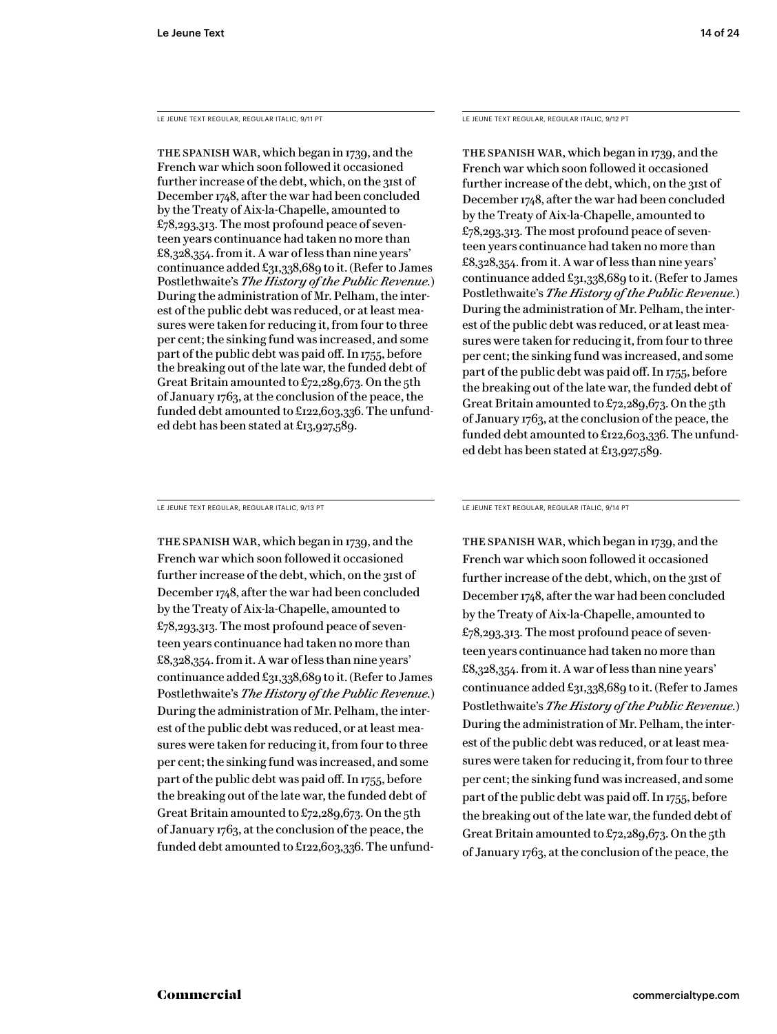LE JEUNE TEXT REGULAR, REGULAR ITALIC, 9/11 PT

THE SPANISH WAR, which began in 1739, and the French war which soon followed it occasioned further increase of the debt, which, on the 31st of December 1748, after the war had been concluded by the Treaty of Aix-la-Chapelle, amounted to £78,293,313. The most profound peace of seventeen years continuance had taken no more than £8,328,354. from it. A war of less than nine years' continuance added £31,338,689 to it. (Refer to James Postlethwaite's *The History of the Public Revenue.*) During the administration of Mr. Pelham, the interest of the public debt was reduced, or at least measures were taken for reducing it, from four to three per cent; the sinking fund was increased, and some part of the public debt was paid off. In 1755, before the breaking out of the late war, the funded debt of Great Britain amounted to £72,289,673. On the 5th of January 1763, at the conclusion of the peace, the funded debt amounted to £122,603,336. The unfunded debt has been stated at £13,927,589.

LE JEUNE TEXT REGULAR, REGULAR ITALIC, 9/12 PT

THE SPANISH WAR, which began in 1739, and the French war which soon followed it occasioned further increase of the debt, which, on the 31st of December 1748, after the war had been concluded by the Treaty of Aix-la-Chapelle, amounted to £78,293,313. The most profound peace of seventeen years continuance had taken no more than £8,328,354. from it. A war of less than nine years' continuance added £31,338,689 to it. (Refer to James Postlethwaite's *The History of the Public Revenue.*) During the administration of Mr. Pelham, the interest of the public debt was reduced, or at least measures were taken for reducing it, from four to three per cent; the sinking fund was increased, and some part of the public debt was paid off. In 1755, before the breaking out of the late war, the funded debt of Great Britain amounted to £72,289,673. On the 5th of January 1763, at the conclusion of the peace, the funded debt amounted to £122,603,336. The unfunded debt has been stated at £13,927,589.

LE JEUNE TEXT REGULAR, REGULAR ITALIC, 9/13 PT

THE SPANISH WAR, which began in 1739, and the French war which soon followed it occasioned further increase of the debt, which, on the 31st of December 1748, after the war had been concluded by the Treaty of Aix-la-Chapelle, amounted to £78,293,313. The most profound peace of seventeen years continuance had taken no more than £8,328,354. from it. A war of less than nine years' continuance added £31,338,689 to it. (Refer to James Postlethwaite's *The History of the Public Revenue.*) During the administration of Mr. Pelham, the interest of the public debt was reduced, or at least measures were taken for reducing it, from four to three per cent; the sinking fund was increased, and some part of the public debt was paid off. In 1755, before the breaking out of the late war, the funded debt of Great Britain amounted to £72,289,673. On the 5th of January 1763, at the conclusion of the peace, the funded debt amounted to £122,603,336. The unfund-

LE JEUNE TEXT REGULAR, REGULAR ITALIC, 9/14 PT

THE SPANISH WAR, which began in 1739, and the French war which soon followed it occasioned further increase of the debt, which, on the 31st of December 1748, after the war had been concluded by the Treaty of Aix-la-Chapelle, amounted to £78,293,313. The most profound peace of seventeen years continuance had taken no more than £8,328,354. from it. A war of less than nine years' continuance added £31,338,689 to it. (Refer to James Postlethwaite's *The History of the Public Revenue.*) During the administration of Mr. Pelham, the interest of the public debt was reduced, or at least measures were taken for reducing it, from four to three per cent; the sinking fund was increased, and some part of the public debt was paid off. In 1755, before the breaking out of the late war, the funded debt of Great Britain amounted to £72,289,673. On the 5th of January 1763, at the conclusion of the peace, the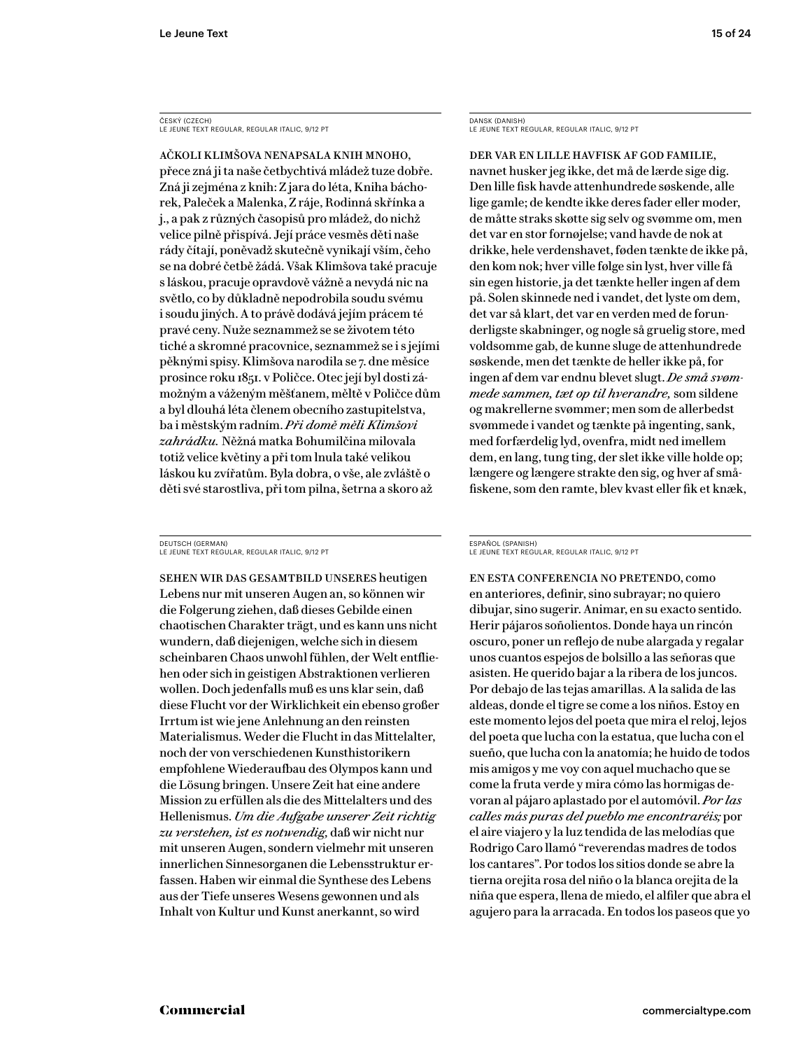ČESKÝ (CZECH)
LE JEUNE TEXT REGULAR, REGULAR ITALIC, 9/12 PT

AČKOLI KLIMŠOVA NENAPSALA KNIH MNOHO, přece zná ji ta naše četbychtivá mládež tuze dobře. Zná ji zejména z knih: Z jara do léta, Kniha báchorek, Paleček a Malenka, Z ráje, Rodinná skřínka a j., a pak z různých časopisů pro mládež, do nichž velice pilně přispívá. Její práce vesměs děti naše rády čítají, poněvadž skutečně vynikají vším, čeho se na dobré četbě žádá. Však Klimšova také pracuje s láskou, pracuje opravdově vážně a nevydá nic na světlo, co by důkladně nepodrobila soudu svému i soudu jiných. A to právě dodává jejím prácem té pravé ceny. Nuže seznammež se se životem této tiché a skromné pracovnice, seznammež se i s jejími pěknými spisy. Klimšova narodila se 7. dne měsíce prosince roku 1851. v Poličce. Otec její byl dosti zámožným a váženým měšťanem, měltě v Poličce dům a byl dlouhá léta členem obecního zastupitelstva, ba i městským radním. *Při domě měli Klimšovi zahrádku.* Něžná matka Bohumilčina milovala totiž velice květiny a při tom lnula také velikou láskou ku zvířatům. Byla dobra, o vše, ale zvláště o děti své starostliva, při tom pilna, šetrna a skoro až

DANSK (DANISH)
LE JEUNE TEXT REGULAR, REGULAR ITALIC, 9/12 PT

DER VAR EN LILLE HAVFISK AF GOD FAMILIE, navnet husker jeg ikke, det må de lærde sige dig. Den lille fisk havde attenhundrede søskende, alle lige gamle; de kendte ikke deres fader eller moder, de måtte straks skøtte sig selv og svømme om, men det var en stor fornøjelse; vand havde de nok at drikke, hele verdenshavet, føden tænkte de ikke på, den kom nok; hver ville følge sin lyst, hver ville få sin egen historie, ja det tænkte heller ingen af dem på. Solen skinnede ned i vandet, det lyste om dem, det var så klart, det var en verden med de forunderligste skabninger, og nogle så gruelig store, med voldsomme gab, de kunne sluge de attenhundrede søskende, men det tænkte de heller ikke på, for ingen af dem var endnu blevet slugt. *De små svømmede sammen, tæt op til hverandre,* som sildene og makrellerne svømmer; men som de allerbedst svømmede i vandet og tænkte på ingenting, sank, med forfærdelig lyd, ovenfra, midt ned imellem dem, en lang, tung ting, der slet ikke ville holde op; længere og længere strakte den sig, og hver af småfiskene, som den ramte, blev kvast eller fik et knæk,

DEUTSCH (GERMAN)
LE JEUNE TEXT REGULAR, REGULAR ITALIC, 9/12 PT

SEHEN WIR DAS GESAMTBILD UNSERES heutigen Lebens nur mit unseren Augen an, so können wir die Folgerung ziehen, daß dieses Gebilde einen chaotischen Charakter trägt, und es kann uns nicht wundern, daß diejenigen, welche sich in diesem scheinbaren Chaos unwohl fühlen, der Welt entfliehen oder sich in geistigen Abstraktionen verlieren wollen. Doch jedenfalls muß es uns klar sein, daß diese Flucht vor der Wirklichkeit ein ebenso großer Irrtum ist wie jene Anlehnung an den reinsten Materialismus. Weder die Flucht in das Mittelalter, noch der von verschiedenen Kunsthistorikern empfohlene Wiederaufbau des Olympos kann und die Lösung bringen. Unsere Zeit hat eine andere Mission zu erfüllen als die des Mittelalters und des Hellenismus. *Um die Aufgabe unserer Zeit richtig zu verstehen, ist es notwendig,* daß wir nicht nur mit unseren Augen, sondern vielmehr mit unseren innerlichen Sinnesorganen die Lebensstruktur erfassen. Haben wir einmal die Synthese des Lebens aus der Tiefe unseres Wesens gewonnen und als Inhalt von Kultur und Kunst anerkannt, so wird

ESPAÑOL (SPANISH)
LE JEUNE TEXT REGULAR, REGULAR ITALIC, 9/12 PT

EN ESTA CONFERENCIA NO PRETENDO, como en anteriores, definir, sino subrayar; no quiero dibujar, sino sugerir. Animar, en su exacto sentido. Herir pájaros soñolientos. Donde haya un rincón oscuro, poner un reflejo de nube alargada y regalar unos cuantos espejos de bolsillo a las señoras que asisten. He querido bajar a la ribera de los juncos. Por debajo de las tejas amarillas. A la salida de las aldeas, donde el tigre se come a los niños. Estoy en este momento lejos del poeta que mira el reloj, lejos del poeta que lucha con la estatua, que lucha con el sueño, que lucha con la anatomía; he huido de todos mis amigos y me voy con aquel muchacho que se come la fruta verde y mira cómo las hormigas devoran al pájaro aplastado por el automóvil. *Por las calles más puras del pueblo me encontraréis;* por el aire viajero y la luz tendida de las melodías que Rodrigo Caro llamó "reverendas madres de todos los cantares". Por todos los sitios donde se abre la tierna orejita rosa del niño o la blanca orejita de la niña que espera, llena de miedo, el alfiler que abra el agujero para la arracada. En todos los paseos que yo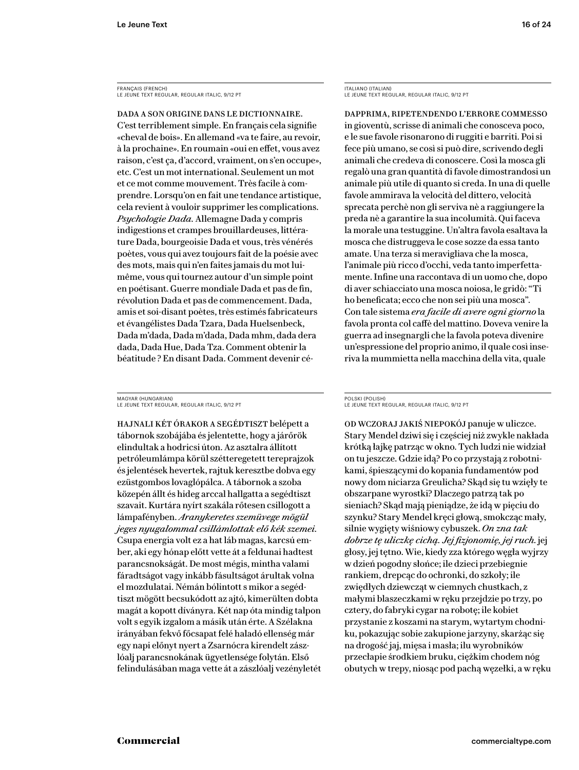FRANÇAIS (FRENCH)
LE JEUNE TEXT REGULAR, REGULAR ITALIC, 9/12 PT

DADA A SON ORIGINE DANS LE DICTIONNAIRE. C'est terriblement simple. En français cela signifie «cheval de bois». En allemand «va te faire, au revoir, à la prochaine». En roumain «oui en effet, vous avez raison, c'est ça, d'accord, vraiment, on s'en occupe», etc. C'est un mot international. Seulement un mot et ce mot comme mouvement. Très facile à comprendre. Lorsqu'on en fait une tendance artistique, cela revient à vouloir supprimer les complications. *Psychologie Dada.* Allemagne Dada y compris indigestions et crampes brouillardeuses, littérature Dada, bourgeoisie Dada et vous, très vénérés poètes, vous qui avez toujours fait de la poésie avec des mots, mais qui n'en faites jamais du mot lui-même, vous qui tournez autour d'un simple point en poétisant. Guerre mondiale Dada et pas de fin, révolution Dada et pas de commencement. Dada, amis et soi-disant poètes, très estimés fabricateurs et évangélistes Dada Tzara, Dada Huelsenbeck, Dada m'dada, Dada m'dada, Dada mhm, dada dera dada, Dada Hue, Dada Tza. Comment obtenir la béatitude ? En disant Dada. Comment devenir cé-

ITALIANO (ITALIAN)
LE JEUNE TEXT REGULAR, REGULAR ITALIC, 9/12 PT

DAPPRIMA, RIPETENDENDO L'ERRORE COMMESSO in gioventù, scrisse di animali che conosceva poco, e le sue favole risonarono di ruggiti e barriti. Poi si fece più umano, se così si può dire, scrivendo degli animali che credeva di conoscere. Così la mosca gli regalò una gran quantità di favole dimostrandosi un animale più utile di quanto si creda. In una di quelle favole ammirava la velocità del dittero, velocità sprecata perchè non gli serviva nè a raggiungere la preda nè a garantire la sua incolumità. Qui faceva la morale una testuggine. Un'altra favola esaltava la mosca che distruggeva le cose sozze da essa tanto amate. Una terza si meravigliava che la mosca, l'animale più ricco d'occhi, veda tanto imperfettamente. Infine una raccontava di un uomo che, dopo di aver schiacciato una mosca noiosa, le gridò: "Ti ho beneficata; ecco che non sei più una mosca". Con tale sistema *era facile di avere ogni giorno* la favola pronta col caffè del mattino. Doveva venire la guerra ad insegnargli che la favola poteva divenire un'espressione del proprio animo, il quale così inseriva la mummietta nella macchina della vita, quale

MAGYAR (HUNGARIAN)
LE JEUNE TEXT REGULAR, REGULAR ITALIC, 9/12 PT

HAJNALI KÉT ÓRAKOR A SEGÉDTISZT belépett a tábornok szobájába és jelentette, hogy a járőrök elindultak a hodricsi úton. Az asztalra állított petróleumlámpa körül szétteregetett tereprajzok és jelentések hevertek, rajtuk keresztbe dobva egy ezüstgombos lovaglópálca. A tábornok a szoba közepén állt és hideg arccal hallgatta a segédtiszt szavait. Kurtára nyírt szakála rőtesen csillogott a lámpafényben. *Aranykeretes szemüvege mögül jeges nyugalommal csillámlottak elő kék szemei.* Csupa energia volt ez a hat láb magas, karcsú ember, aki egy hónap előtt vette át a feldunai hadtest parancsnokságát. De most mégis, mintha valami fáradtságot vagy inkább fásultságot árultak volna el mozdulatai. Némán bólintott s mikor a segédtiszt mögött becsukódott az ajtó, kimerülten dobta magát a kopott díványra. Két nap óta mindig talpon volt s egyik izgalom a másik után érte. A Szélakna irányában fekvő főcsapat felé haladó ellenség már egy napi előnyt nyert a Zsarnócra kirendelt zászlóalj parancsnokának ügyetlensége folytán. Első felindulásában maga vette át a zászlóalj vezényletét

POLSKI (POLISH)
LE JEUNE TEXT REGULAR, REGULAR ITALIC, 9/12 PT

OD WCZORAJ JAKIŚ NIEPOKÓJ panuje w uliczce. Stary Mendel dziwi się i częściej niż zwykle nakłada krótką łajkę patrząc w okno. Tych ludzi nie widział on tu jeszcze. Gdzie idą? Po co przystają z robotnikami, śpieszącymi do kopania fundamentów pod nowy dom niciarza Greulicha? Skąd się tu wzięły te obszarpane wyrostki? Dlaczego patrzą tak po sieniach? Skąd mają pieniądze, że idą w pięciu do szynku? Stary Mendel kręci głową, smokcząc mały, silnie wygięty wiśniowy cybuszek. *On zna tak dobrze tę uliczkę cichą. Jej fizjonomię, jej ruch.* jej głosy, jej tętno. Wie, kiedy zza którego węgła wyjrzy w dzień pogodny słońce; ile dzieci przebiegnie rankiem, drepcząc do ochronki, do szkoły; ile zwiędłych dziewcząt w ciemnych chustkach, z małymi blaszeczkami w ręku przejdzie po trzy, po cztery, do fabryki cygar na robotę; ile kobiet przystanie z koszami na starym, wytartym chodniku, pokazując sobie zakupione jarzyny, skarżąc się na drogość jaj, mięsa i masła; ilu wyrobników przecłapie środkiem bruku, ciężkim chodem nóg obutych w trepy, niosąc pod pachą węzełki, a w ręku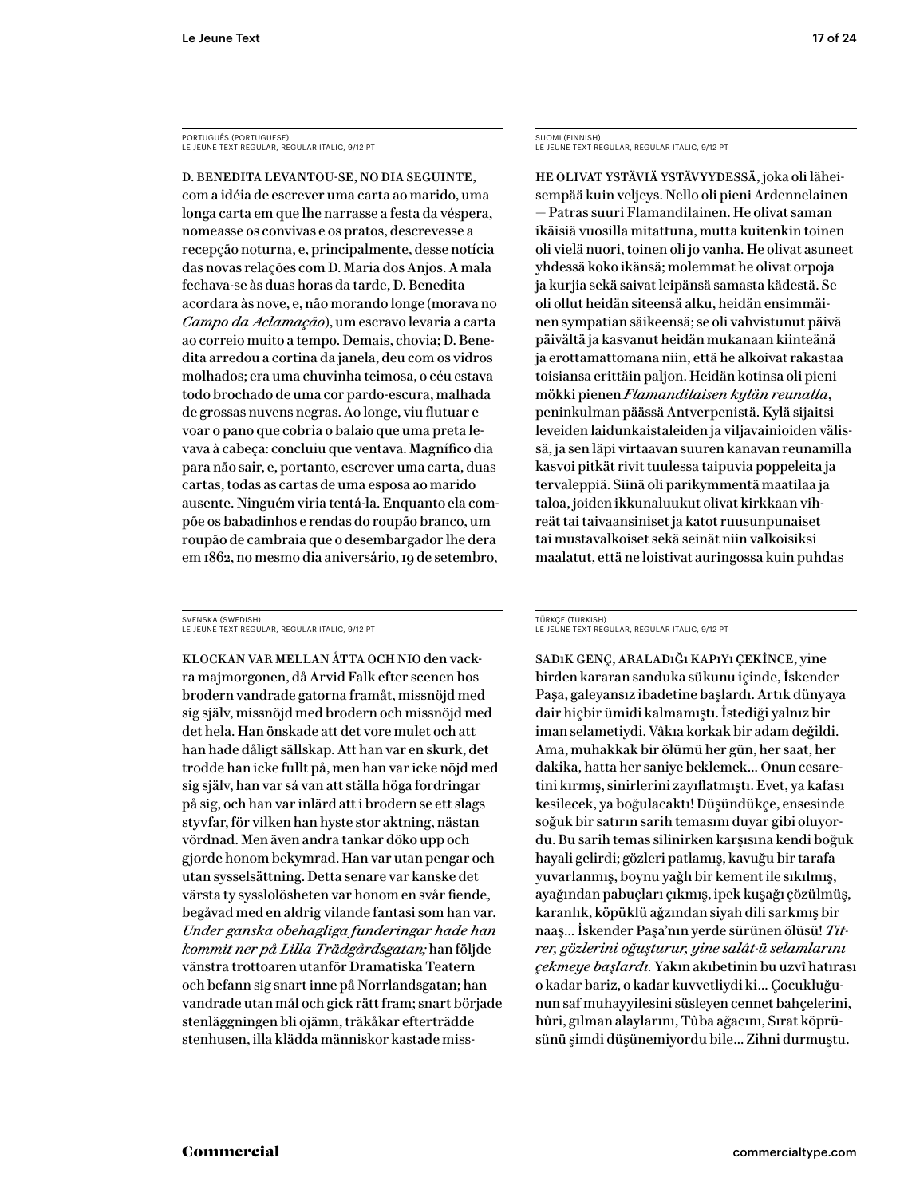PORTUGUÊS (PORTUGUESE)
LE JEUNE TEXT REGULAR, REGULAR ITALIC, 9/12 PT

D. BENEDITA LEVANTOU-SE, NO DIA SEGUINTE, com a idéia de escrever uma carta ao marido, uma longa carta em que lhe narrasse a festa da véspera, nomeasse os convivas e os pratos, descrevesse a recepção noturna, e, principalmente, desse notícia das novas relações com D. Maria dos Anjos. A mala fechava-se às duas horas da tarde, D. Benedita acordara às nove, e, não morando longe (morava no *Campo da Aclamação*), um escravo levaria a carta ao correio muito a tempo. Demais, chovia; D. Benedita arredou a cortina da janela, deu com os vidros molhados; era uma chuvinha teimosa, o céu estava todo brochado de uma cor pardo-escura, malhada de grossas nuvens negras. Ao longe, viu flutuar e voar o pano que cobria o balaio que uma preta levava à cabeça: concluiu que ventava. Magnífico dia para não sair, e, portanto, escrever uma carta, duas cartas, todas as cartas de uma esposa ao marido ausente. Ninguém viria tentá-la. Enquanto ela compõe os babadinhos e rendas do roupão branco, um roupão de cambraia que o desembargador lhe dera em 1862, no mesmo dia aniversário, 19 de setembro,

SUOMI (FINNISH)
LE JEUNE TEXT REGULAR, REGULAR ITALIC, 9/12 PT

HE OLIVAT YSTÄVIÄ YSTÄVYYDESSÄ, joka oli läheisempää kuin veljeys. Nello oli pieni Ardennelainen — Patras suuri Flamandilainen. He olivat saman ikäisiä vuosilla mitattuna, mutta kuitenkin toinen oli vielä nuori, toinen oli jo vanha. He olivat asuneet yhdessä koko ikänsä; molemmat he olivat orpoja ja kurjia sekä saivat leipänsä samasta kädestä. Se oli ollut heidän siteensä alku, heidän ensimmäinen sympatian säikeensä; se oli vahvistunut päivä päivältä ja kasvanut heidän mukanaan kiinteänä ja erottamattomana niin, että he alkoivat rakastaa toisiansa erittäin paljon. Heidän kotinsa oli pieni mökki pienen *Flamandilaisen kylän reunalla*, peninkulman päässä Antverpenistä. Kylä sijaitsi leveiden laidunkaistaleiden ja viljavainioiden välissä, ja sen läpi virtaavan suuren kanavan reunamilla kasvoi pitkät rivit tuulessa taipuvia poppeleita ja tervaleppiä. Siinä oli parikymmentä maatilaa ja taloa, joiden ikkunaluukut olivat kirkkaan vihreät tai taivaansiniset ja katot ruusunpunaiset tai mustavalkoiset sekä seinät niin valkoisiksi maalatut, että ne loistivat auringossa kuin puhdas

SVENSKA (SWEDISH)
LE JEUNE TEXT REGULAR, REGULAR ITALIC, 9/12 PT

KLOCKAN VAR MELLAN ÅTTA OCH NIO den vackra majmorgonen, då Arvid Falk efter scenen hos brodern vandrade gatorna framåt, missnöjd med sig själv, missnöjd med brodern och missnöjd med det hela. Han önskade att det vore mulet och att han hade dåligt sällskap. Att han var en skurk, det trodde han icke fullt på, men han var icke nöjd med sig själv, han var så van att ställa höga fordringar på sig, och han var inlärd att i brodern se ett slags styvfar, för vilken han hyste stor aktning, nästan vördnad. Men även andra tankar döko upp och gjorde honom bekymrad. Han var utan pengar och utan sysselsättning. Detta senare var kanske det värsta ty sysslolösheten var honom en svår fiende, begåvad med en aldrig vilande fantasi som han var. *Under ganska obehagliga funderingar hade han kommit ner på Lilla Trädgårdsgatan;* han följde vänstra trottoaren utanför Dramatiska Teatern och befann sig snart inne på Norrlandsgatan; han vandrade utan mål och gick rätt fram; snart började stenläggningen bli ojämn, träkåkar efterträdde stenhusen, illa klädda människor kastade miss-

TÜRKÇE (TURKISH)
LE JEUNE TEXT REGULAR, REGULAR ITALIC, 9/12 PT

SADıK GENÇ, ARALADıĞı KAPıYı ÇEKİNCE, yine birden kararan sanduka sükunu içinde, İskender Paşa, galeyansız ibadetine başlardı. Artık dünyaya dair hiçbir ümidi kalmamıştı. İstediği yalnız bir iman selametiydi. Vâkıa korkak bir adam değildi. Ama, muhakkak bir ölümü her gün, her saat, her dakika, hatta her saniye beklemek... Onun cesaretini kırmış, sinirlerini zayıflatmıştı. Evet, ya kafası kesilecek, ya boğulacaktı! Düşündükçe, ensesinde soğuk bir satırın sarih temasını duyar gibi oluyordu. Bu sarih temas silinirken karşısına kendi boğuk hayali gelirdi; gözleri patlamış, kavuğu bir tarafa yuvarlanmış, boynu yağlı bir kement ile sıkılmış, ayağından pabuçları çıkmış, ipek kuşağı çözülmüş, karanlık, köpüklü ağzından siyah dili sarkmış bir naaş... İskender Paşa'nın yerde sürünen ölüsü! *Titrer, gözlerini oğuşturur, yine salât-ü selamlarını çekmeye başlardı.* Yakın akıbetinin bu uzvî hatırası o kadar bariz, o kadar kuvvetliydi ki... Çocukluğunun saf muhayyilesini süsleyen cennet bahçelerini, hûri, gılman alaylarını, Tûba ağacını, Sırat köprüsünü şimdi düşünemiyordu bile... Zihni durmuştu.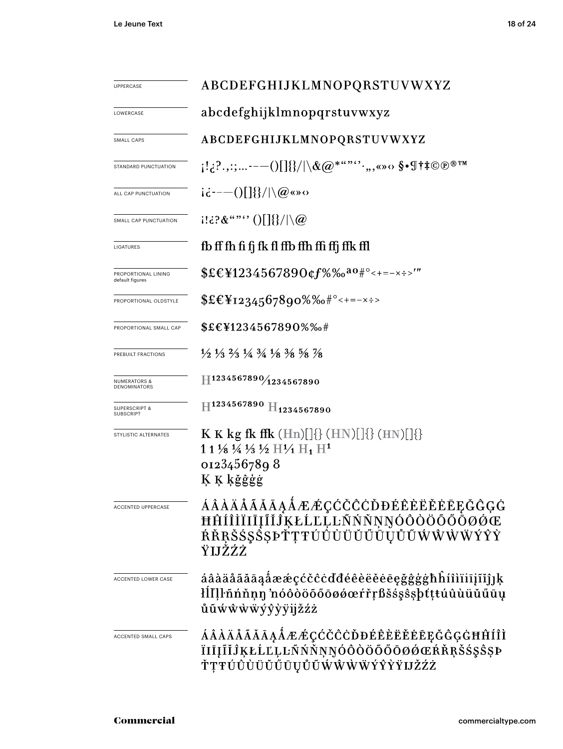| | |
|---|---|
| UPPERCASE | ABCDEFGHIJKLMNOPQRSTUVWXYZ |
| LOWERCASE | abcdefghijklmnopqrstuvwxyz |
| SMALL CAPS | ABCDEFGHIJKLMNOPQRSTUVWXYZ |
| STANDARD PUNCTUATION | ¡!¿?.,:;…-–—()[]{}/\|\&@*"""''‚„«»‹› §•¶†‡©℗®™ |
| ALL CAP PUNCTUATION | ¡¿-–—()[]{}/\|\@«»‹› |
| SMALL CAP PUNCTUATION | ¡!¿?&"''' ()[]{}/\|\@ |
| LIGATURES | fb ff fh fi fj fk fl ffb ffh ffi ffj ffk ffl |
| PROPORTIONAL LINING default figures | $£€¥1234567890¢ƒ%‰ªº#°<+=−×÷>′″ |
| PROPORTIONAL OLDSTYLE | $£€¥1234567890%‰#°<+=−×÷> |
| PROPORTIONAL SMALL CAP | $£€¥1234567890%‰# |
| PREBUILT FRACTIONS | ½ ⅓ ⅔ ¼ ¾ ⅛ ⅜ ⅝ ⅞ |
| NUMERATORS & DENOMINATORS | H1234567890⁄1234567890 |
| SUPERSCRIPT & SUBSCRIPT | H1234567890 H1234567890 |
| STYLISTIC ALTERNATES | K K kg fk ffk (Hn)[]{} (HN)[]{} (HN)[]{} <br> 1 1 ⅛ ¼ ⅓ ½ H1⁄1 H1 H1 <br> 0123456789 8 <br> Ķ Ķ ķğĝģġ |
| ACCENTED UPPERCASE | ÁÂÀÄÅÃĂĀĄǺÆǼÇĆČĈĊĎĐÉÊÈËĚĖĒĘĞĜĢĠĦĤÍÎÌÏİĪĮĨĬĴĶŁĹĽĻĿÑŃŇŅŊÓÔÒÖÕŐŌØǾŒŔŘŖŠŚŞŜȘÞŤŢŦÚÛÙÜŬŰŪŲŮŨẂŴẀẄÝŶỲŸĲŽŹŻ |
| ACCENTED LOWER CASE | áâàäåãăāąǻæǽçćčĉċďđéêèëěėēęğĝģġħĥíîìïiīįĩĭĵȷķłĺľļŀñńňņŋ'nóôòöõőōøǿœŕřŗßšśşŝșþťţŧúûùüŭűūųůũẃŵẁẅýŷỳÿĳžźż |
| ACCENTED SMALL CAPS | ÁÂÀÄÅÃĂĀĄǺÆǼÇĆČĈĊĎĐÉÊÈËĚĖĒĘĞĜĢĠĦĤÍÎÌÏĪĮĨĬĴĶŁĹĽĻĿÑŃŇŅŊÓÔÒÖÕŐŌØǾŒŔŘŖŠŚŞŜȘÞŤŢŦÚÛÙÜŬŰŪŲŮŨẂŴẀẄÝŶỲŸĲŽŹŻ |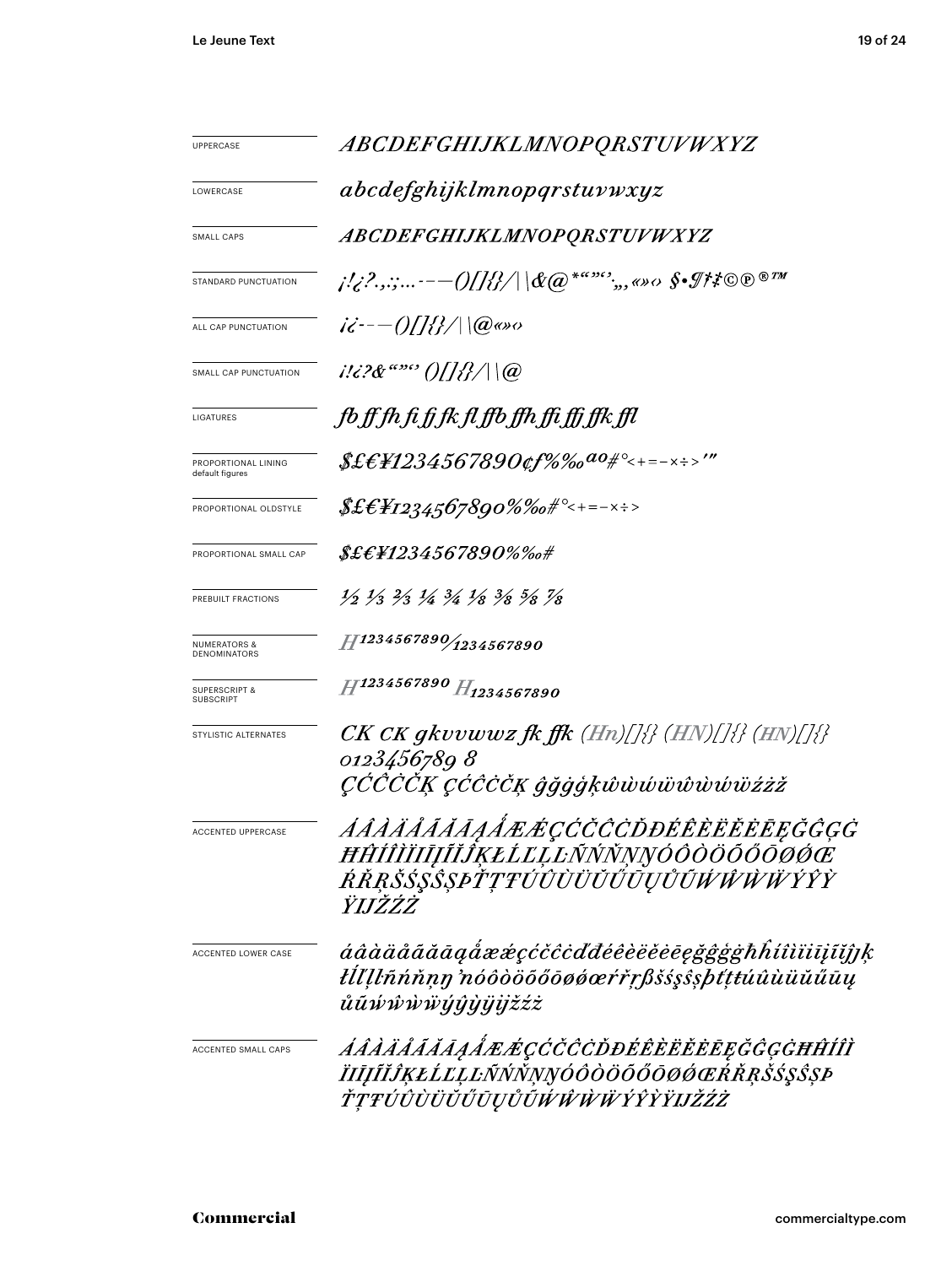| | |
|---|---|
| UPPERCASE | *ABCDEFGHIJKLMNOPQRSTUVWXYZ* |
| LOWERCASE | *abcdefghijklmnopqrstuvwxyz* |
| SMALL CAPS | *ABCDEFGHIJKLMNOPQRSTUVWXYZ* |
| STANDARD PUNCTUATION | *¡!¿?.,:;...-–—()[]{}/\|\\&@*"""'',,,«»‹› §•¶†‡©℗®™* |
| ALL CAP PUNCTUATION | *¡¿-–—()[]{}/\|\\@«»‹›* |
| SMALL CAP PUNCTUATION | *¡!¿?&"""' ()[]{}/\|\\@* |
| LIGATURES | *fb ff fh fi fj fk fl ffb ffh ffi ffj ffk ffl* |
| PROPORTIONAL LINING default figures | *$£€¥1234567890¢ƒ%‰ªº#°<+=-×÷>'"* |
| PROPORTIONAL OLDSTYLE | *$£€¥1234567890%‰#°<+=-×÷>* |
| PROPORTIONAL SMALL CAP | *$£€¥1234567890%‰#* |
| PREBUILT FRACTIONS | *½ ⅓ ⅔ ¼ ¾ ⅛ ⅜ ⅝ ⅞* |
| NUMERATORS & DENOMINATORS | *H1234567890/1234567890* |
| SUPERSCRIPT & SUBSCRIPT | *H1234567890 H1234567890* |
| STYLISTIC ALTERNATES | *CK CK gkvvwwz fk ffk (Hn)[]{} (HN)[]{} (HN)[]{} 0123456789 8 ÇĆĈČĊĶ ÇĆĈČĊĶ ĝğġģķŵẁẃẅŵẁẃẅźżž* |
| ACCENTED UPPERCASE | *ÁÂÀÄÅÃĂĀĄǺÆǼÇĆČĈĊĎĐÉÊÈËĔĖĒĘĞĜĢĠĦĤÍÎÌÏĬĪĮĨĴĶŁĹĽĻĿÑŃŇŅŊÓÔÒÖÕŐŌØǾŒŔŘŖŠŚŞŜȘÞŤŢŦÚÛÙÜŬŰŪŲŮŨẂŴẀẄÝŶỲŸĲŽŹŻ* |
| ACCENTED LOWER CASE | *áâàäåãăāąǻæǽçćčĉċďđéêèëĕėēęğĝģġħĥíîìïĭīįĩĵķłĺľļŀñńňņŋŉóôòöõőōøǿœŕřŗßšśşŝșþťţŧúûùüŭűūųůũẃŵẁẅýŷỳÿĳžźż* |
| ACCENTED SMALL CAPS | *ÁÂÀÄÅÃĂĀĄǺÆǼÇĆČĈĊĎĐÉÊÈËĔĖĒĘĞĜĢĠĦĤÍÎÌÏĬĪĮĨĴĶŁĹĽĻĿÑŃŇŅŊÓÔÒÖÕŐŌØǾŒŔŘŖŠŚŞŜȘÞŤŢŦÚÛÙÜŬŰŪŲŮŨẂŴẀẄÝŶỲŸĲŽŹŻ* |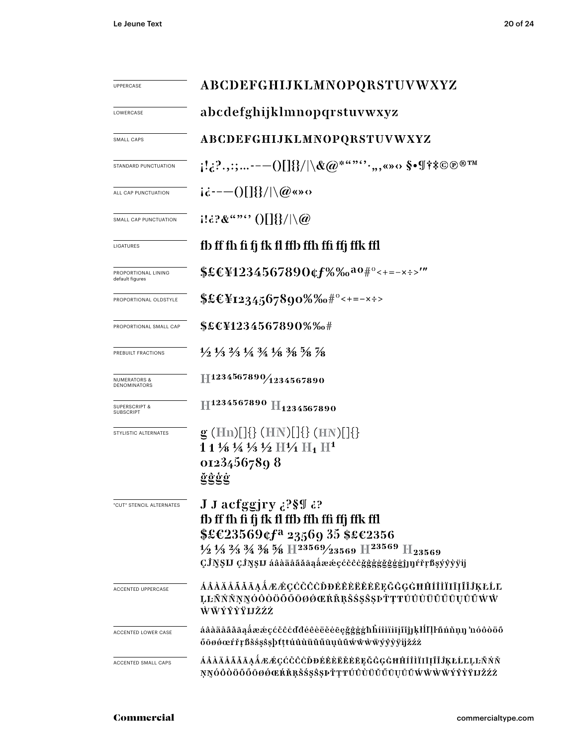| | |
|---|---|
| UPPERCASE | ABCDEFGHIJKLMNOPQRSTUVWXYZ |
| LOWERCASE | abcdefghijklmnopqrstuvwxyz |
| SMALL CAPS | ABCDEFGHIJKLMNOPQRSTUVWXYZ |
| STANDARD PUNCTUATION | ¡!¿?.,:;…‐–—()[]{}/\|\\&@*"""''·‚„«»‹› §•¶†‡©℗®™ |
| ALL CAP PUNCTUATION | ¡¿‐–—()[]{}/\|\\@«»‹› |
| SMALL CAP PUNCTUATION | ¡!¿?&"""'' ()[]{}/\|\\@ |
| LIGATURES | fb ff fh fi fj fk fl ffb ffh ffi ffj ffk ffl |
| PROPORTIONAL LINING default figures | $£€¥1234567890¢ƒ%‰ªº#°<+=−×÷>′″ |
| PROPORTIONAL OLDSTYLE | $£€¥1234567890%‰#°<+=−×÷> |
| PROPORTIONAL SMALL CAP | $£€¥1234567890%‰# |
| PREBUILT FRACTIONS | ½ ⅓ ⅔ ¼ ¾ ⅛ ⅜ ⅝ ⅞ |
| NUMERATORS & DENOMINATORS | H1234567890⁄1234567890 |
| SUPERSCRIPT & SUBSCRIPT | H1234567890 H1234567890 |
| STYLISTIC ALTERNATES | g (Hn)[]{} (HN)[]{} (HN)[]{} 1 1 ⅛ ¼ ⅓ ½ H¼ H1 H1 0123456789 8 ğĝģġ |
| "CUT" STENCIL ALTERNATES | J J acfggjry ¿?§¶ ¿? fb ff fh fi fj fk fl ffb ffh ffi ffj ffk ffl $£€23569¢ƒª 23569 35 $£€2356 ½ ⅓ ⅔ ¾ ⅜ ⅝ H23569⁄23569 H23569 H23569 ÇĴŅŞIJ ÇĴŅŞIJ áâàäåãăāąǻæǽçćčĉċğĝģġğĝģġĵŋŕřŗßşýŷỳÿij |
| ACCENTED UPPERCASE | ÁÂÀÄÅÃĂĀĄǺÆǼÇĆČĈĊĎĐÉÊÈËĔĖĒĘĞĜĢĠĦĤÍÎÌÏĬİĪĮĨĴĶŁĹĽĻĿÑŃŇŅŊÓÔÒÖÕŐŌØǾŒŔŘŖŠŚŞŜȘÞŤŢŦÚÛÙÜŬŰŪŲŮŨẂŴẀẄÝŶỲŸIJŽŹŻ |
| ACCENTED LOWER CASE | áâàäåãăāąǻæǽçćčĉċďđéêèëĕėēęğĝģġħĥíîìïĭiīįĩĵȷķłĺľļŀñńňņŋ ŉóôòöõőōøǿœŕřŗßšśşŝșþťţŧúûùüŭűūųůũẃŵẁẅýŷỳÿijžźż |
| ACCENTED SMALL CAPS | ÁÂÀÄÅÃĂĀĄǺÆǼÇĆČĈĊĎĐÉÊÈËĔĖĒĘĞĜĢĠĦĤÍÎÌÏĬİĪĮĨĴĶŁĹĽĻĿÑŃŇŅŊÓÔÒÖÕŐŌØǾŒŔŘŖŠŚŞŜȘÞŤŢŦÚÛÙÜŬŰŪŲŮŨẂŴẀẄÝŶỲŸIJŽŹŻ |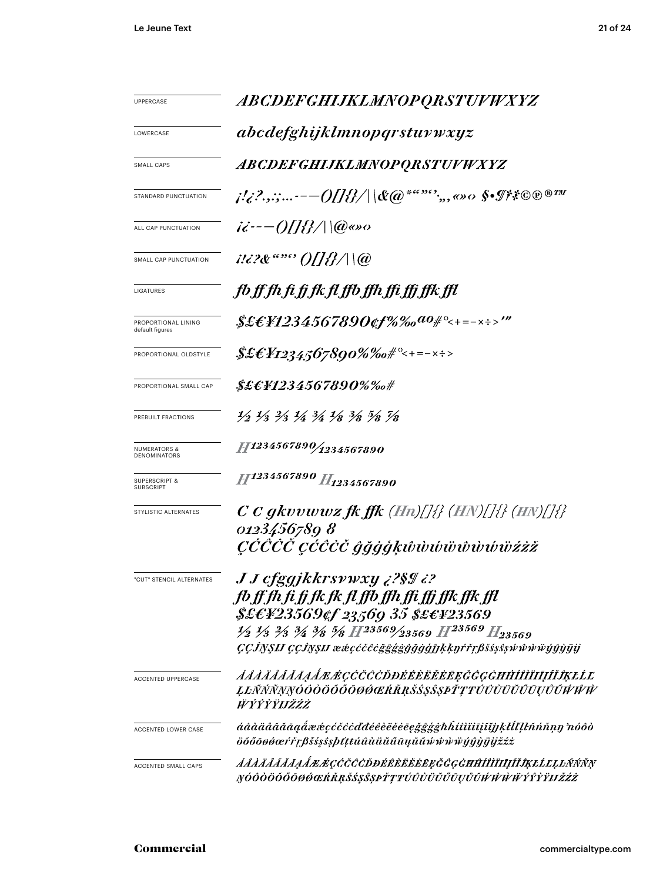| | |
|---|---|
| UPPERCASE | ABCDEFGHIJKLMNOPQRSTUVWXYZ |
| LOWERCASE | abcdefghijklmnopqrstuvwxyz |
| SMALL CAPS | ABCDEFGHIJKLMNOPQRSTUVWXYZ |
| STANDARD PUNCTUATION | ¡!¿?.,:;...-–—()[]{}/\|\\&@*“”‘’·,,„«»‹› §•¶†‡©℗®™ |
| ALL CAP PUNCTUATION | ¡¿-–—()[]{}/\|\\@«»‹› |
| SMALL CAP PUNCTUATION | ¡!¿?&“”‘’ ()[]{}/\|\\@ |
| LIGATURES | fb ff fh fi fj fk fl ffb ffh ffi ffj ffk ffl |
| PROPORTIONAL LINING default figures | $£€¥1234567890¢ƒ%‰ªº#°<+=−×÷>′″ |
| PROPORTIONAL OLDSTYLE | $£€¥1234567890%‰#°<+=−×÷> |
| PROPORTIONAL SMALL CAP | $£€¥1234567890%‰# |
| PREBUILT FRACTIONS | ½ ⅓ ⅔ ¼ ¾ ⅛ ⅜ ⅝ ⅞ |
| NUMERATORS & DENOMINATORS | $H^{1234567890}/_{1234567890}$ |
| SUPERSCRIPT & SUBSCRIPT | $H^{1234567890}$ $H_{1234567890}$ |
| STYLISTIC ALTERNATES | C C gkvvwwz fk ffk (Hn)[]{} (HN)[]{} (HN)[]{} 0123456789 8 ÇĆĈČĊ ÇĆĈČĊ ĝğġģķŵẁẃẅŵẁẃẅźżž |
| "CUT" STENCIL ALTERNATES | J J cfggjkkrsvwxy ¿?$¶ ¿? fb ff fh fi fj fk fk fl ffb ffh ffi ffj ffk ffk ffl $£€¥23569¢ƒ 23569 35 $£€¥23569 ½ ⅓ ⅔ ¾ ⅜ ⅝ $H^{23569}/_{23569}$ $H^{23569}$ $H_{23569}$ ÇĈĴŅŞIJ ÇĈĴŅŞIJ æǽçćĉčċğĝģġğĝģġĵķķŋŕřŗßšśşŝşŵẁẃẅŷýỳÿŷýỳÿĳ |
| ACCENTED UPPERCASE | ÁÂÀÄÅÃĂĀĄǺÆǼÇĆČĈĊĎĐÉÊÈËĔĖĒĘĞĜĢĠĦĤÍÎÌÏĬĪĮĨĴĶŁĹĽĻĿÑŃŇŅŊÓÔÒÖÕŐŌØǾŒŔŘŖŠŚŞŜȘÞŤŢŦÚÛÙÜŬŰŪŲŮŨẂŴẀẄÝŶỲŸĲŽŹŻ |
| ACCENTED LOWER CASE | áâàäåãăāąǻæǽçćčĉċďđéêèëĕėēęğĝģġħĥíîìïĭīįĩĵķłĺľļŀñńňņŋŉóôòöõőōøǿœŕřŗßšśşŝșþťţŧúûùüŭűūųůũẃŵẁẅýŷỳÿĳžźż |
| ACCENTED SMALL CAPS | ÁÂÀÄÅÃĂĀĄǺÆǼÇĆČĈĊĎĐÉÊÈËĔĖĒĘĞĜĢĠĦĤÍÎÌÏĬĪĮĨĴĶŁĹĽĻĿÑŃŇŅŊÓÔÒÖÕŐŌØǾŒŔŘŖŠŚŞŜȘÞŤŢŦÚÛÙÜŬŰŪŲŮŨẂŴẀẄÝŶỲŸĲŽŹŻ |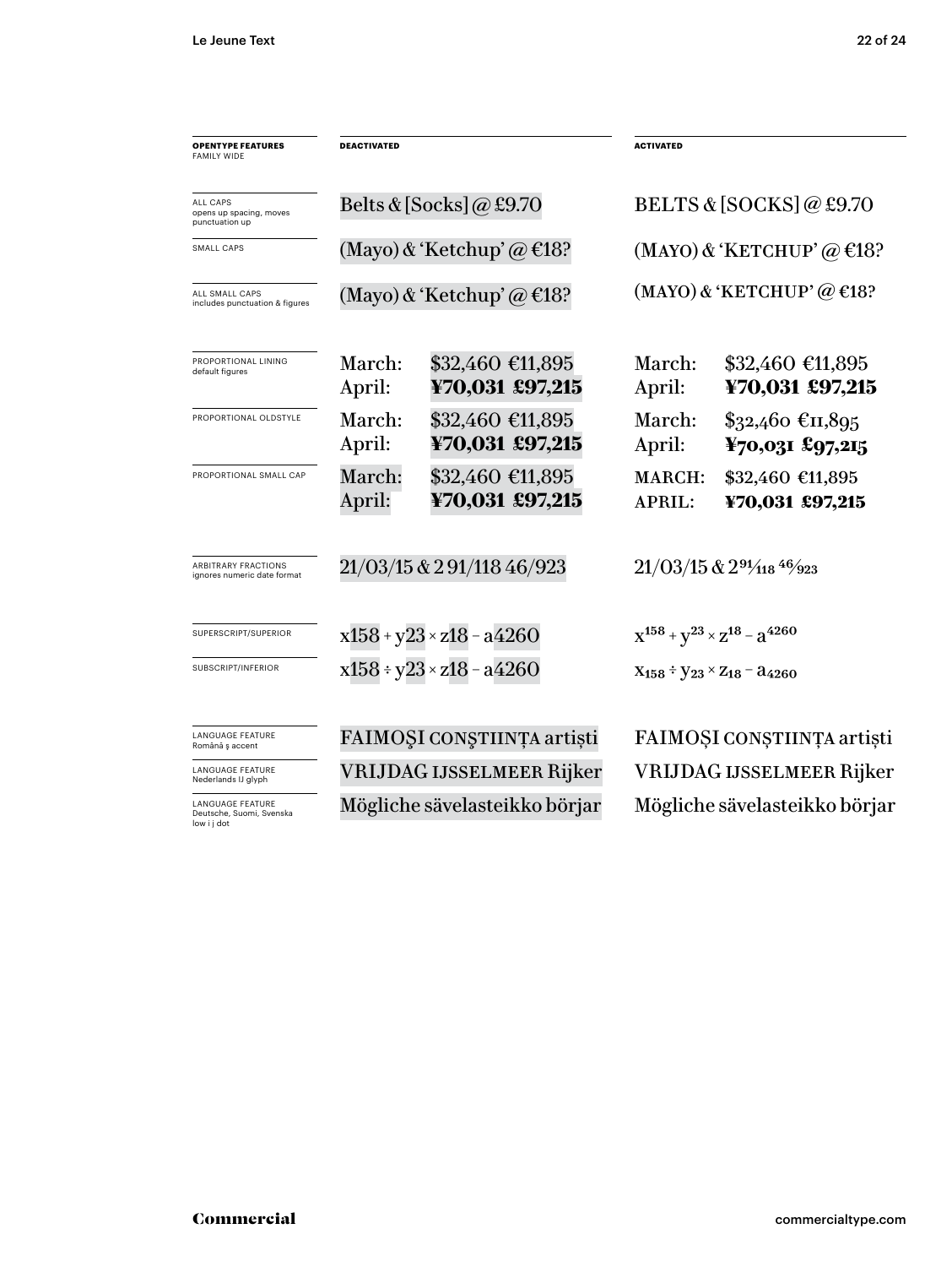| OPENTYPE FEATURES FAMILY WIDE | DEACTIVATED | ACTIVATED |
| --- | --- | --- |
| ALL CAPS opens up spacing, moves punctuation up | Belts & [Socks] @ £9.70 | BELTS & [SOCKS] @ £9.70 |
| SMALL CAPS | (Mayo) & 'Ketchup' @ €18? | (MAYO) & 'KETCHUP' @ €18? |
| ALL SMALL CAPS includes punctuation & figures | (Mayo) & 'Ketchup' @ €18? | (MAYO) & 'KETCHUP' @ €18? |
| PROPORTIONAL LINING default figures | March: $32,460 €11,895<br>April: **¥70,031 £97,215** | March: $32,460 €11,895<br>April: **¥70,031 £97,215** |
| PROPORTIONAL OLDSTYLE | March: $32,460 €11,895<br>April: **¥70,031 £97,215** | March: $32,460 €11,895<br>April: **¥70,031 £97,215** |
| PROPORTIONAL SMALL CAP | March: $32,460 €11,895<br>April: **¥70,031 £97,215** | MARCH: $32,460 €11,895<br>APRIL: **¥70,031 £97,215** |
| ARBITRARY FRACTIONS ignores numeric date format | 21/03/15 & 2 91/118 46/923 | 21/03/15 & 2 91⁄118 46⁄923 |
| SUPERSCRIPT/SUPERIOR | x158 + y23 × z18 – a4260 | $x^{158} + y^{23} \times z^{18} - a^{4260}$ |
| SUBSCRIPT/INFERIOR | x158 ÷ y23 × z18 – a4260 | $x_{158} \div y_{23} \times z_{18} - a_{4260}$ |
| LANGUAGE FEATURE Română ş accent | FAIMOŞI CONŞTIINŢA artişti | FAIMOȘI CONȘTIINȚA artiști |
| LANGUAGE FEATURE Nederlands IJ glyph | VRIJDAG IJSSELMEER Rijker | VRIJDAG IJSSELMEER Rijker |
| LANGUAGE FEATURE Deutsche, Suomi, Svenska low i j dot | Mögliche sävelasteikko börjar | Mögliche sävelasteikko börjar |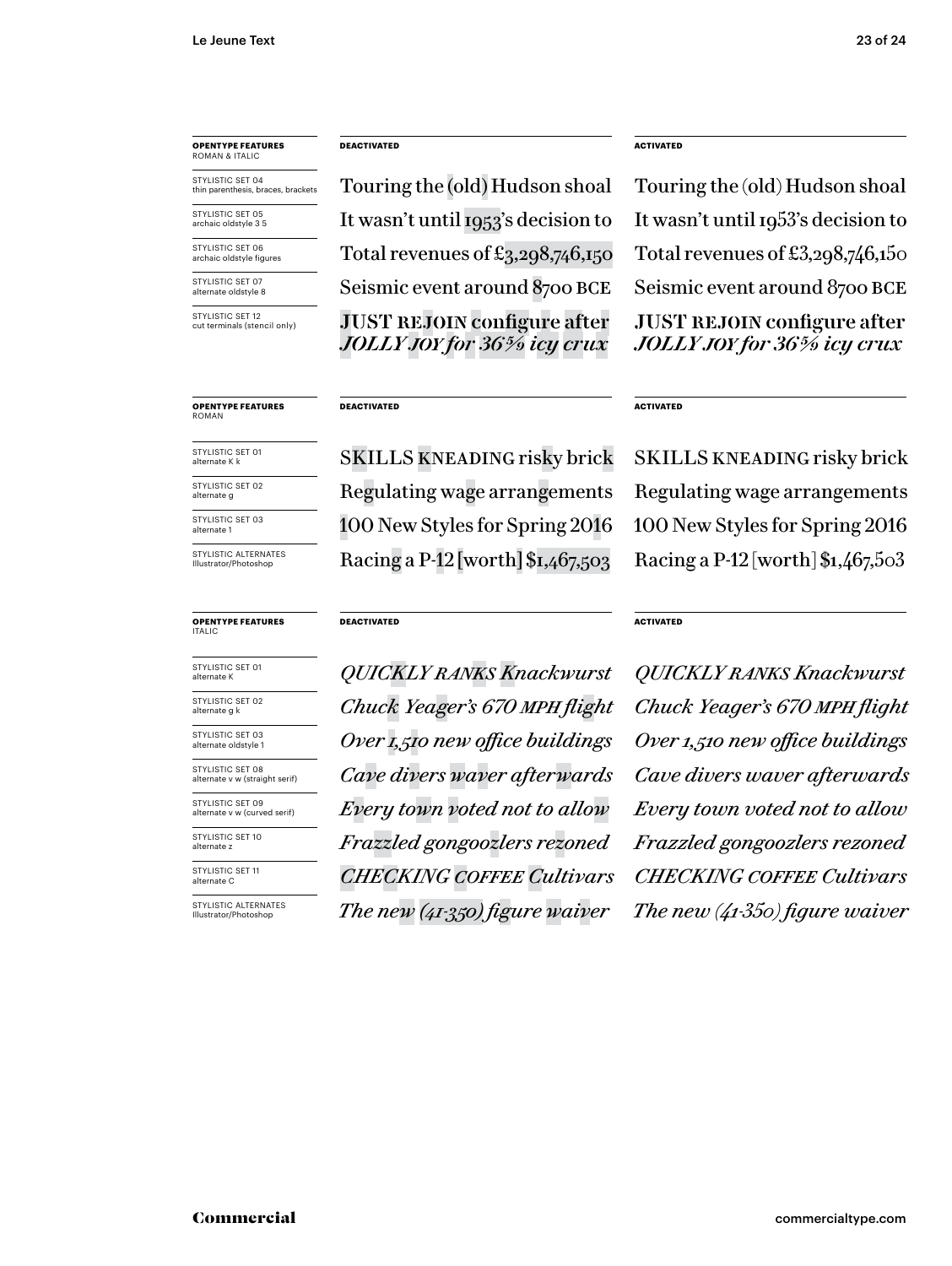| OPENTYPE FEATURES ROMAN & ITALIC | DEACTIVATED | ACTIVATED |
| --- | --- | --- |
| STYLISTIC SET 04 thin parenthesis, braces, brackets | Touring the (old) Hudson shoal | Touring the (old) Hudson shoal |
| STYLISTIC SET 05 archaic oldstyle 3 5 | It wasn't until 1953's decision to | It wasn't until 1953's decision to |
| STYLISTIC SET 06 archaic oldstyle figures | Total revenues of £3,298,746,150 | Total revenues of £3,298,746,150 |
| STYLISTIC SET 07 alternate oldstyle 8 | Seismic event around 8700 BCE | Seismic event around 8700 BCE |
| STYLISTIC SET 12 cut terminals (stencil only) | JUST REJOIN configure after *JOLLY JOY for 36⅝ icy crux* | JUST REJOIN configure after *JOLLY JOY for 36⅝ icy crux* |

| OPENTYPE FEATURES ROMAN | DEACTIVATED | ACTIVATED |
| --- | --- | --- |
| STYLISTIC SET 01 alternate K k | SKILLS KNEADING risky brick | SKILLS KNEADING risky brick |
| STYLISTIC SET 02 alternate g | Regulating wage arrangements | Regulating wage arrangements |
| STYLISTIC SET 03 alternate 1 | 100 New Styles for Spring 2016 | 100 New Styles for Spring 2016 |
| STYLISTIC ALTERNATES Illustrator/Photoshop | Racing a P-12 [worth] $1,467,503 | Racing a P-12 [worth] $1,467,503 |

| OPENTYPE FEATURES ITALIC | DEACTIVATED | ACTIVATED |
| --- | --- | --- |
| STYLISTIC SET 01 alternate K | *QUICKLY RANKS Knackwurst* | *QUICKLY RANKS Knackwurst* |
| STYLISTIC SET 02 alternate g k | *Chuck Yeager's 670 MPH flight* | *Chuck Yeager's 670 MPH flight* |
| STYLISTIC SET 03 alternate oldstyle 1 | *Over 1,510 new office buildings* | *Over 1,510 new office buildings* |
| STYLISTIC SET 08 alternate v w (straight serif) | *Cave divers waver afterwards* | *Cave divers waver afterwards* |
| STYLISTIC SET 09 alternate v w (curved serif) | *Every town voted not to allow* | *Every town voted not to allow* |
| STYLISTIC SET 10 alternate z | *Frazzled gongoozlers rezoned* | *Frazzled gongoozlers rezoned* |
| STYLISTIC SET 11 alternate C | *CHECKING COFFEE Cultivars* | *CHECKING COFFEE Cultivars* |
| STYLISTIC ALTERNATES Illustrator/Photoshop | *The new (41-350) figure waiver* | *The new (41-350) figure waiver* |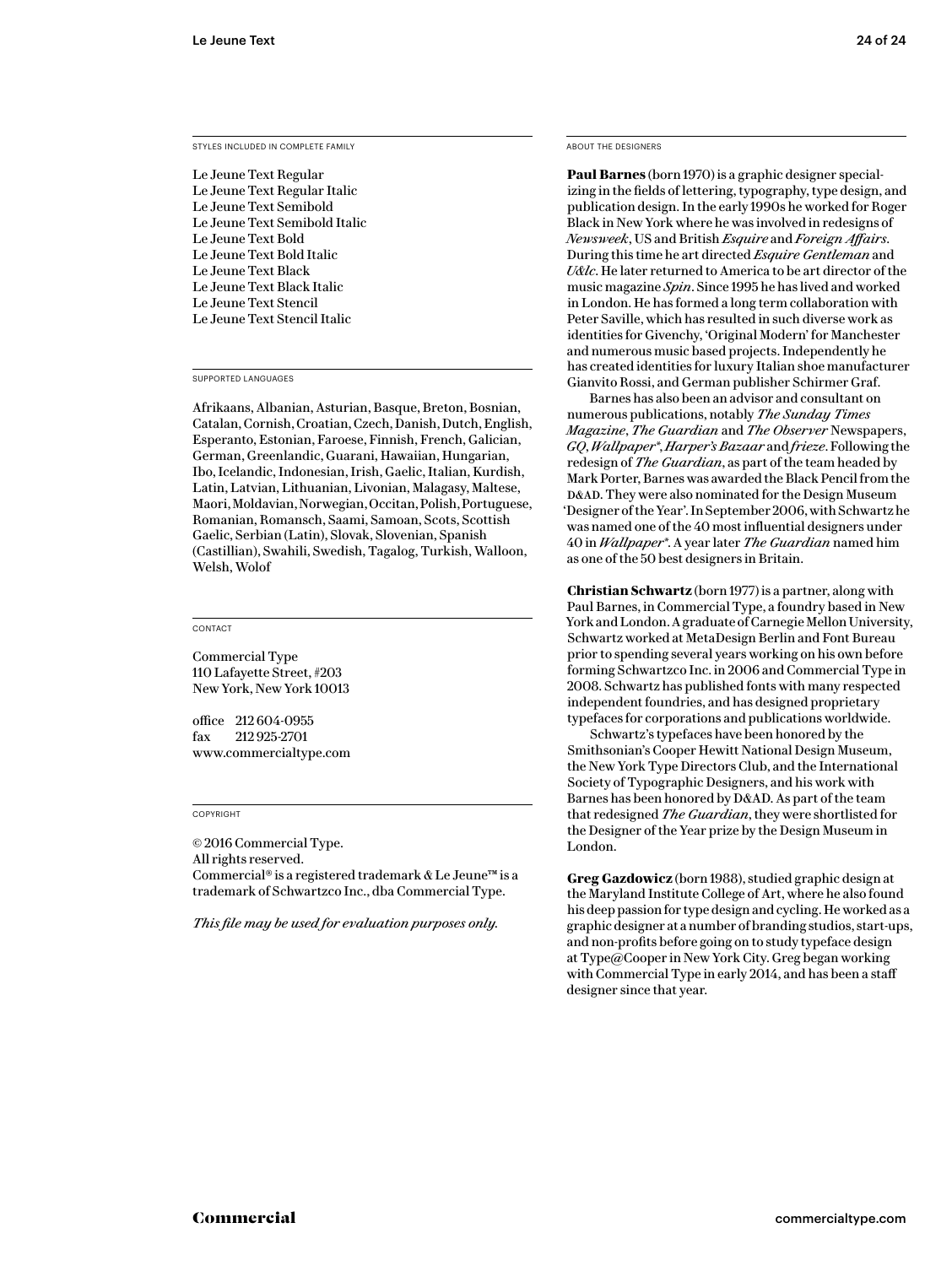## STYLES INCLUDED IN COMPLETE FAMILY

Le Jeune Text Regular
Le Jeune Text Regular Italic
Le Jeune Text Semibold
Le Jeune Text Semibold Italic
Le Jeune Text Bold
Le Jeune Text Bold Italic
Le Jeune Text Black
Le Jeune Text Black Italic
Le Jeune Text Stencil
Le Jeune Text Stencil Italic

## SUPPORTED LANGUAGES

Afrikaans, Albanian, Asturian, Basque, Breton, Bosnian, Catalan, Cornish, Croatian, Czech, Danish, Dutch, English, Esperanto, Estonian, Faroese, Finnish, French, Galician, German, Greenlandic, Guarani, Hawaiian, Hungarian, Ibo, Icelandic, Indonesian, Irish, Gaelic, Italian, Kurdish, Latin, Latvian, Lithuanian, Livonian, Malagasy, Maltese, Maori, Moldavian, Norwegian, Occitan, Polish, Portuguese, Romanian, Romansch, Saami, Samoan, Scots, Scottish Gaelic, Serbian (Latin), Slovak, Slovenian, Spanish (Castillian), Swahili, Swedish, Tagalog, Turkish, Walloon, Welsh, Wolof

## CONTACT

Commercial Type
110 Lafayette Street, #203
New York, New York 10013

office 212 604-0955
fax 212 925-2701
www.commercialtype.com

## COPYRIGHT

© 2016 Commercial Type.
All rights reserved.
Commercial® is a registered trademark & Le Jeune™ is a trademark of Schwartzco Inc., dba Commercial Type.

*This file may be used for evaluation purposes only.*

## ABOUT THE DESIGNERS

**Paul Barnes** (born 1970) is a graphic designer specializing in the fields of lettering, typography, type design, and publication design. In the early 1990s he worked for Roger Black in New York where he was involved in redesigns of *Newsweek*, US and British *Esquire* and *Foreign Affairs*. During this time he art directed *Esquire Gentleman* and *U&lc*. He later returned to America to be art director of the music magazine *Spin*. Since 1995 he has lived and worked in London. He has formed a long term collaboration with Peter Saville, which has resulted in such diverse work as identities for Givenchy, 'Original Modern' for Manchester and numerous music based projects. Independently he has created identities for luxury Italian shoe manufacturer Gianvito Rossi, and German publisher Schirmer Graf.

Barnes has also been an advisor and consultant on numerous publications, notably *The Sunday Times Magazine*, *The Guardian* and *The Observer* Newspapers, *GQ*, *Wallpaper\**, *Harper's Bazaar* and *frieze*. Following the redesign of *The Guardian*, as part of the team headed by Mark Porter, Barnes was awarded the Black Pencil from the D&AD. They were also nominated for the Design Museum 'Designer of the Year'. In September 2006, with Schwartz he was named one of the 40 most influential designers under 40 in *Wallpaper\**. A year later *The Guardian* named him as one of the 50 best designers in Britain.

**Christian Schwartz** (born 1977) is a partner, along with Paul Barnes, in Commercial Type, a foundry based in New York and London. A graduate of Carnegie Mellon University, Schwartz worked at MetaDesign Berlin and Font Bureau prior to spending several years working on his own before forming Schwartzco Inc. in 2006 and Commercial Type in 2008. Schwartz has published fonts with many respected independent foundries, and has designed proprietary typefaces for corporations and publications worldwide.

Schwartz's typefaces have been honored by the Smithsonian's Cooper Hewitt National Design Museum, the New York Type Directors Club, and the International Society of Typographic Designers, and his work with Barnes has been honored by D&AD. As part of the team that redesigned *The Guardian*, they were shortlisted for the Designer of the Year prize by the Design Museum in London.

**Greg Gazdowicz** (born 1988), studied graphic design at the Maryland Institute College of Art, where he also found his deep passion for type design and cycling. He worked as a graphic designer at a number of branding studios, start-ups, and non-profits before going on to study typeface design at Type@Cooper in New York City. Greg began working with Commercial Type in early 2014, and has been a staff designer since that year.